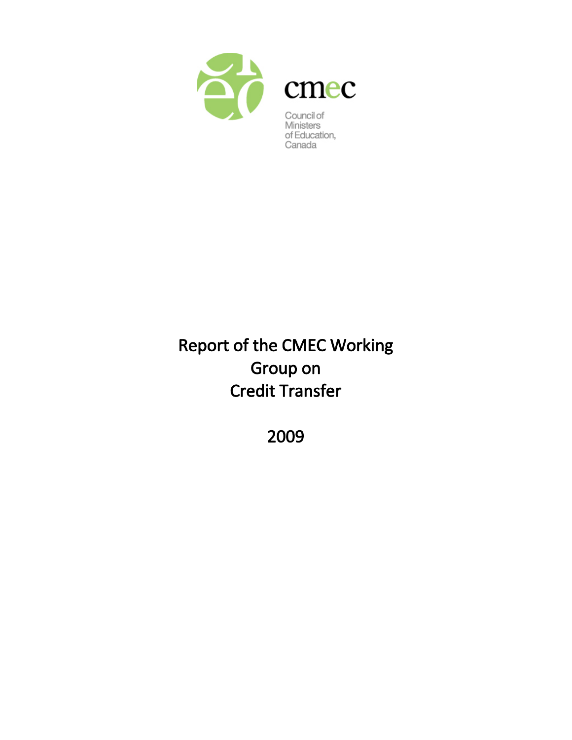cmec

Council of Ministers of Education, Canada

# Report of the CMEC Working Group on Credit Transfer

2009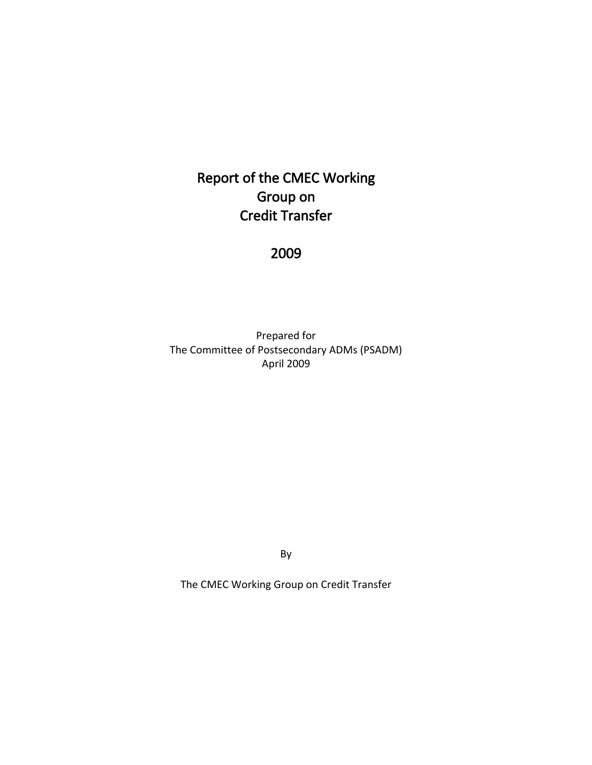# Report of the CMEC Working Group on Credit Transfer

# 2009

Prepared for
The Committee of Postsecondary ADMs (PSADM)
April 2009

By

The CMEC Working Group on Credit Transfer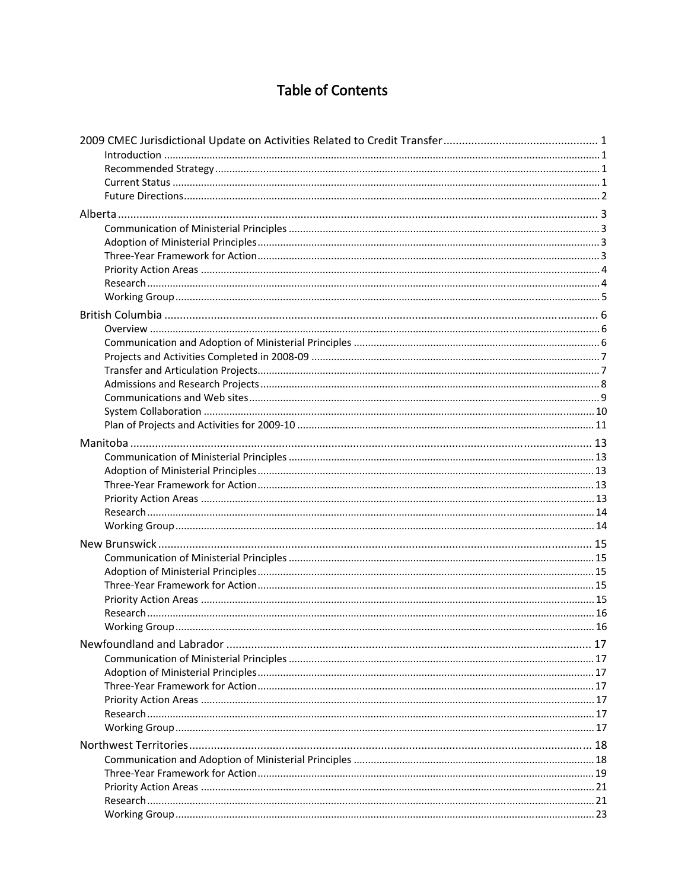# Table of Contents

2009 CMEC Jurisdictional Update on Activities Related to Credit Transfer ..... 1
- Introduction ..... 1
- Recommended Strategy ..... 1
- Current Status ..... 1
- Future Directions ..... 2

Alberta ..... 3
- Communication of Ministerial Principles ..... 3
- Adoption of Ministerial Principles ..... 3
- Three-Year Framework for Action ..... 3
- Priority Action Areas ..... 4
- Research ..... 4
- Working Group ..... 5

British Columbia ..... 6
- Overview ..... 6
- Communication and Adoption of Ministerial Principles ..... 6
- Projects and Activities Completed in 2008-09 ..... 7
- Transfer and Articulation Projects ..... 7
- Admissions and Research Projects ..... 8
- Communications and Web sites ..... 9
- System Collaboration ..... 10
- Plan of Projects and Activities for 2009-10 ..... 11

Manitoba ..... 13
- Communication of Ministerial Principles ..... 13
- Adoption of Ministerial Principles ..... 13
- Three-Year Framework for Action ..... 13
- Priority Action Areas ..... 13
- Research ..... 14
- Working Group ..... 14

New Brunswick ..... 15
- Communication of Ministerial Principles ..... 15
- Adoption of Ministerial Principles ..... 15
- Three-Year Framework for Action ..... 15
- Priority Action Areas ..... 15
- Research ..... 16
- Working Group ..... 16

Newfoundland and Labrador ..... 17
- Communication of Ministerial Principles ..... 17
- Adoption of Ministerial Principles ..... 17
- Three-Year Framework for Action ..... 17
- Priority Action Areas ..... 17
- Research ..... 17
- Working Group ..... 17

Northwest Territories ..... 18
- Communication and Adoption of Ministerial Principles ..... 18
- Three-Year Framework for Action ..... 19
- Priority Action Areas ..... 21
- Research ..... 21
- Working Group ..... 23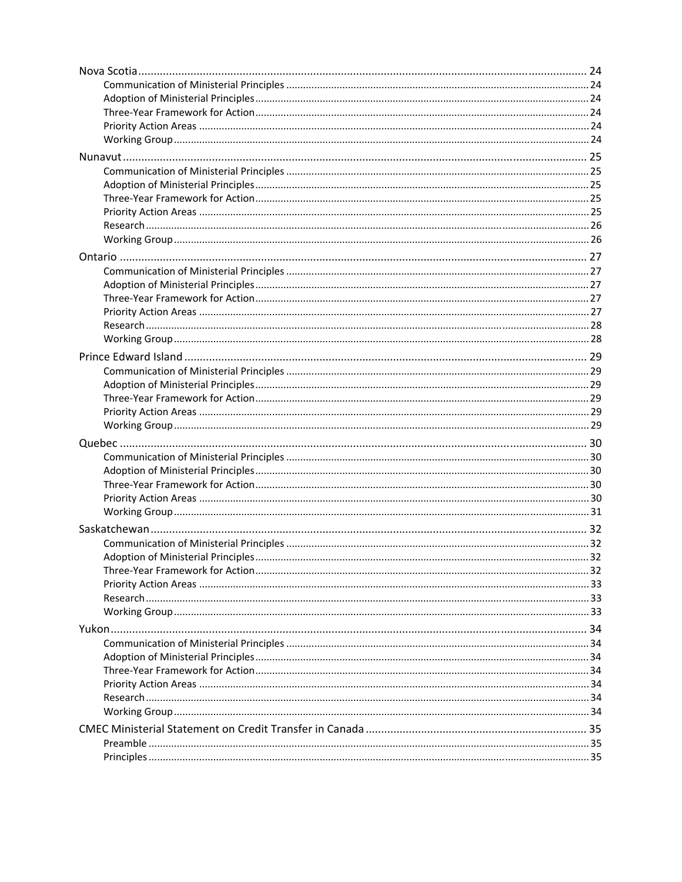Nova Scotia ..... 24
- Communication of Ministerial Principles ..... 24
- Adoption of Ministerial Principles ..... 24
- Three-Year Framework for Action ..... 24
- Priority Action Areas ..... 24
- Working Group ..... 24

Nunavut ..... 25
- Communication of Ministerial Principles ..... 25
- Adoption of Ministerial Principles ..... 25
- Three-Year Framework for Action ..... 25
- Priority Action Areas ..... 25
- Research ..... 26
- Working Group ..... 26

Ontario ..... 27
- Communication of Ministerial Principles ..... 27
- Adoption of Ministerial Principles ..... 27
- Three-Year Framework for Action ..... 27
- Priority Action Areas ..... 27
- Research ..... 28
- Working Group ..... 28

Prince Edward Island ..... 29
- Communication of Ministerial Principles ..... 29
- Adoption of Ministerial Principles ..... 29
- Three-Year Framework for Action ..... 29
- Priority Action Areas ..... 29
- Working Group ..... 29

Quebec ..... 30
- Communication of Ministerial Principles ..... 30
- Adoption of Ministerial Principles ..... 30
- Three-Year Framework for Action ..... 30
- Priority Action Areas ..... 30
- Working Group ..... 31

Saskatchewan ..... 32
- Communication of Ministerial Principles ..... 32
- Adoption of Ministerial Principles ..... 32
- Three-Year Framework for Action ..... 32
- Priority Action Areas ..... 33
- Research ..... 33
- Working Group ..... 33

Yukon ..... 34
- Communication of Ministerial Principles ..... 34
- Adoption of Ministerial Principles ..... 34
- Three-Year Framework for Action ..... 34
- Priority Action Areas ..... 34
- Research ..... 34
- Working Group ..... 34

CMEC Ministerial Statement on Credit Transfer in Canada ..... 35
- Preamble ..... 35
- Principles ..... 35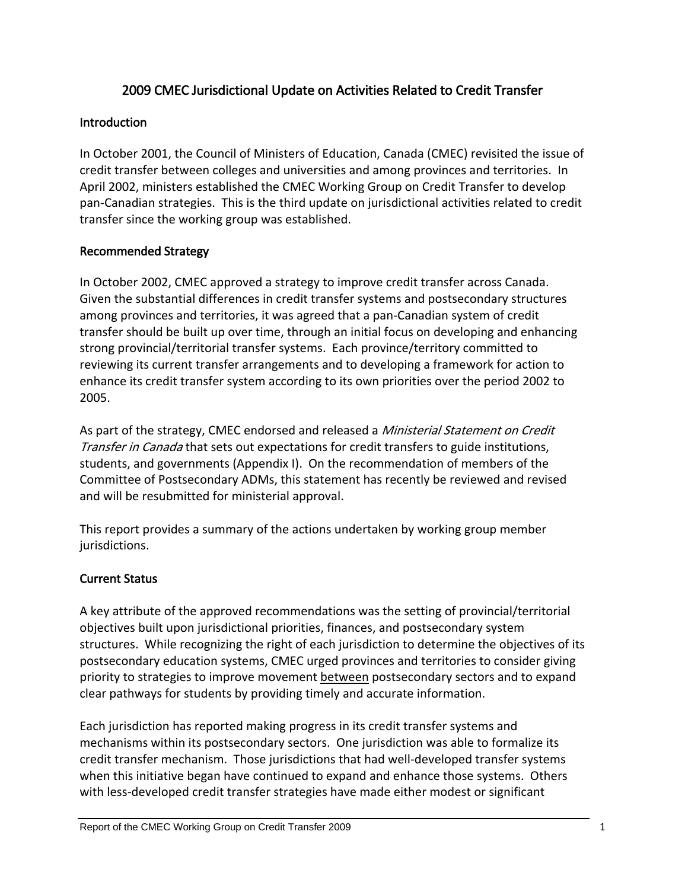# 2009 CMEC Jurisdictional Update on Activities Related to Credit Transfer

## Introduction

In October 2001, the Council of Ministers of Education, Canada (CMEC) revisited the issue of credit transfer between colleges and universities and among provinces and territories. In April 2002, ministers established the CMEC Working Group on Credit Transfer to develop pan-Canadian strategies. This is the third update on jurisdictional activities related to credit transfer since the working group was established.

## Recommended Strategy

In October 2002, CMEC approved a strategy to improve credit transfer across Canada. Given the substantial differences in credit transfer systems and postsecondary structures among provinces and territories, it was agreed that a pan-Canadian system of credit transfer should be built up over time, through an initial focus on developing and enhancing strong provincial/territorial transfer systems. Each province/territory committed to reviewing its current transfer arrangements and to developing a framework for action to enhance its credit transfer system according to its own priorities over the period 2002 to 2005.

As part of the strategy, CMEC endorsed and released a *Ministerial Statement on Credit Transfer in Canada* that sets out expectations for credit transfers to guide institutions, students, and governments (Appendix I). On the recommendation of members of the Committee of Postsecondary ADMs, this statement has recently be reviewed and revised and will be resubmitted for ministerial approval.

This report provides a summary of the actions undertaken by working group member jurisdictions.

## Current Status

A key attribute of the approved recommendations was the setting of provincial/territorial objectives built upon jurisdictional priorities, finances, and postsecondary system structures. While recognizing the right of each jurisdiction to determine the objectives of its postsecondary education systems, CMEC urged provinces and territories to consider giving priority to strategies to improve movement <u>between</u> postsecondary sectors and to expand clear pathways for students by providing timely and accurate information.

Each jurisdiction has reported making progress in its credit transfer systems and mechanisms within its postsecondary sectors. One jurisdiction was able to formalize its credit transfer mechanism. Those jurisdictions that had well-developed transfer systems when this initiative began have continued to expand and enhance those systems. Others with less-developed credit transfer strategies have made either modest or significant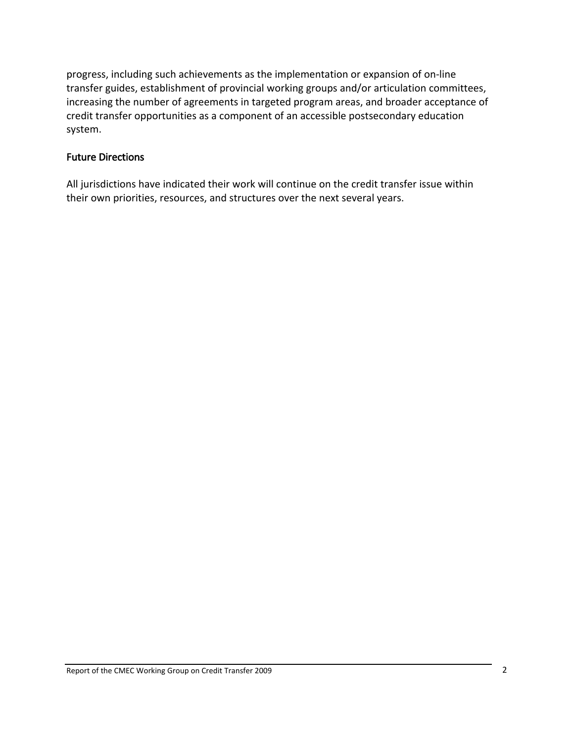progress, including such achievements as the implementation or expansion of on-line transfer guides, establishment of provincial working groups and/or articulation committees, increasing the number of agreements in targeted program areas, and broader acceptance of credit transfer opportunities as a component of an accessible postsecondary education system.

## Future Directions

All jurisdictions have indicated their work will continue on the credit transfer issue within their own priorities, resources, and structures over the next several years.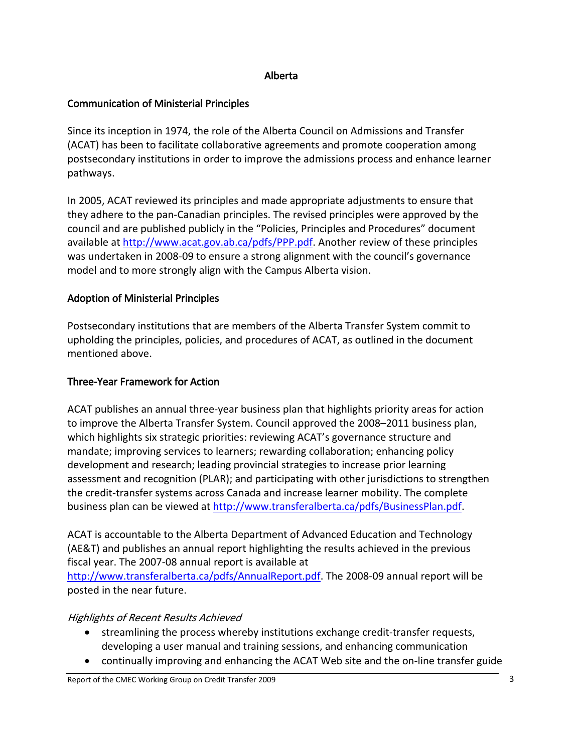## Alberta

### Communication of Ministerial Principles

Since its inception in 1974, the role of the Alberta Council on Admissions and Transfer (ACAT) has been to facilitate collaborative agreements and promote cooperation among postsecondary institutions in order to improve the admissions process and enhance learner pathways.

In 2005, ACAT reviewed its principles and made appropriate adjustments to ensure that they adhere to the pan-Canadian principles. The revised principles were approved by the council and are published publicly in the "Policies, Principles and Procedures" document available at http://www.acat.gov.ab.ca/pdfs/PPP.pdf. Another review of these principles was undertaken in 2008-09 to ensure a strong alignment with the council's governance model and to more strongly align with the Campus Alberta vision.

### Adoption of Ministerial Principles

Postsecondary institutions that are members of the Alberta Transfer System commit to upholding the principles, policies, and procedures of ACAT, as outlined in the document mentioned above.

### Three-Year Framework for Action

ACAT publishes an annual three-year business plan that highlights priority areas for action to improve the Alberta Transfer System. Council approved the 2008–2011 business plan, which highlights six strategic priorities: reviewing ACAT's governance structure and mandate; improving services to learners; rewarding collaboration; enhancing policy development and research; leading provincial strategies to increase prior learning assessment and recognition (PLAR); and participating with other jurisdictions to strengthen the credit-transfer systems across Canada and increase learner mobility. The complete business plan can be viewed at http://www.transferalberta.ca/pdfs/BusinessPlan.pdf.

ACAT is accountable to the Alberta Department of Advanced Education and Technology (AE&T) and publishes an annual report highlighting the results achieved in the previous fiscal year. The 2007-08 annual report is available at http://www.transferalberta.ca/pdfs/AnnualReport.pdf. The 2008-09 annual report will be posted in the near future.

*Highlights of Recent Results Achieved*

- streamlining the process whereby institutions exchange credit-transfer requests, developing a user manual and training sessions, and enhancing communication
- continually improving and enhancing the ACAT Web site and the on-line transfer guide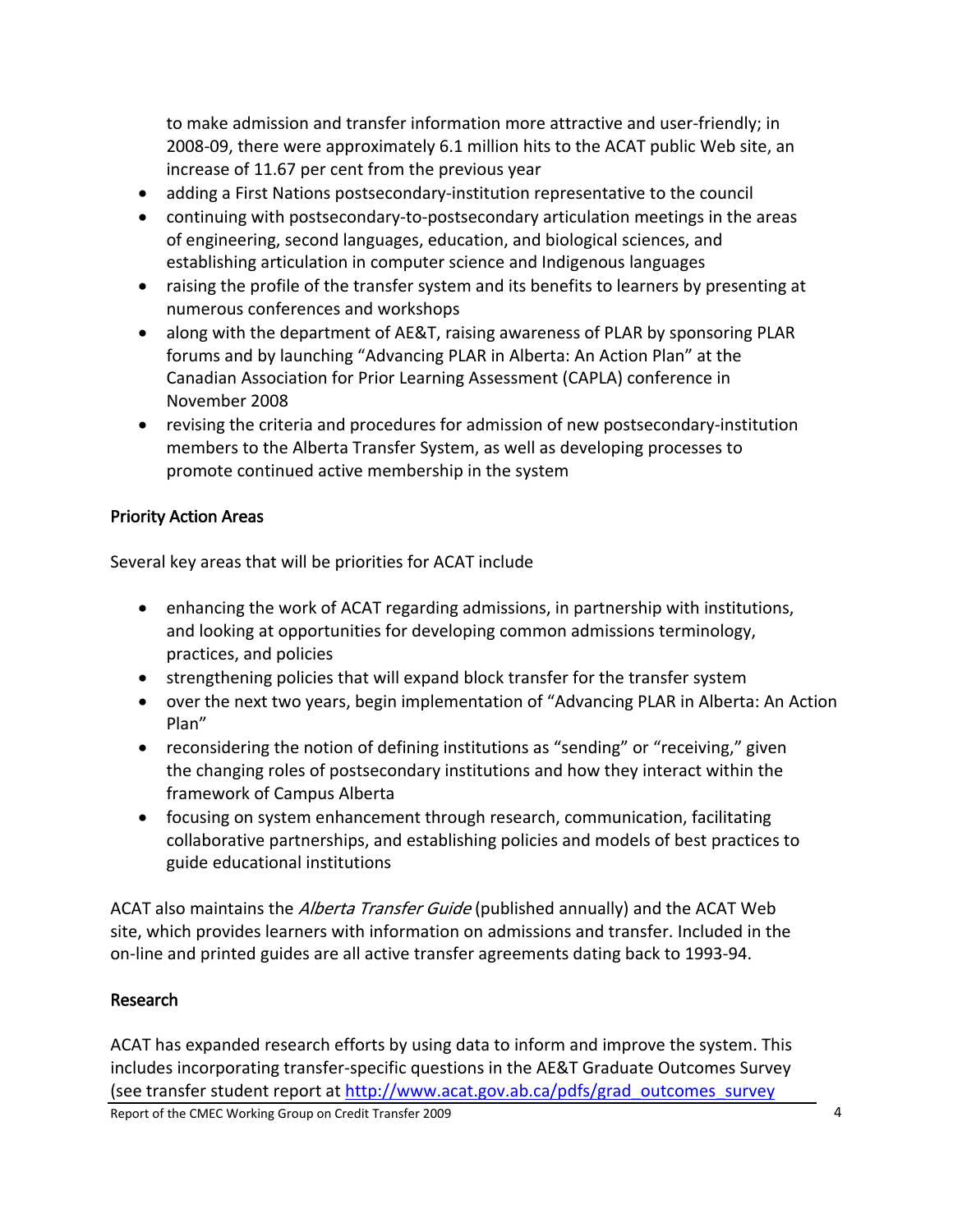to make admission and transfer information more attractive and user-friendly; in 2008-09, there were approximately 6.1 million hits to the ACAT public Web site, an increase of 11.67 per cent from the previous year

- adding a First Nations postsecondary-institution representative to the council
- continuing with postsecondary-to-postsecondary articulation meetings in the areas of engineering, second languages, education, and biological sciences, and establishing articulation in computer science and Indigenous languages
- raising the profile of the transfer system and its benefits to learners by presenting at numerous conferences and workshops
- along with the department of AE&T, raising awareness of PLAR by sponsoring PLAR forums and by launching "Advancing PLAR in Alberta: An Action Plan" at the Canadian Association for Prior Learning Assessment (CAPLA) conference in November 2008
- revising the criteria and procedures for admission of new postsecondary-institution members to the Alberta Transfer System, as well as developing processes to promote continued active membership in the system

### Priority Action Areas

Several key areas that will be priorities for ACAT include

- enhancing the work of ACAT regarding admissions, in partnership with institutions, and looking at opportunities for developing common admissions terminology, practices, and policies
- strengthening policies that will expand block transfer for the transfer system
- over the next two years, begin implementation of "Advancing PLAR in Alberta: An Action Plan"
- reconsidering the notion of defining institutions as "sending" or "receiving," given the changing roles of postsecondary institutions and how they interact within the framework of Campus Alberta
- focusing on system enhancement through research, communication, facilitating collaborative partnerships, and establishing policies and models of best practices to guide educational institutions

ACAT also maintains the *Alberta Transfer Guide* (published annually) and the ACAT Web site, which provides learners with information on admissions and transfer. Included in the on-line and printed guides are all active transfer agreements dating back to 1993-94.

### Research

ACAT has expanded research efforts by using data to inform and improve the system. This includes incorporating transfer-specific questions in the AE&T Graduate Outcomes Survey (see transfer student report at http://www.acat.gov.ab.ca/pdfs/grad_outcomes_survey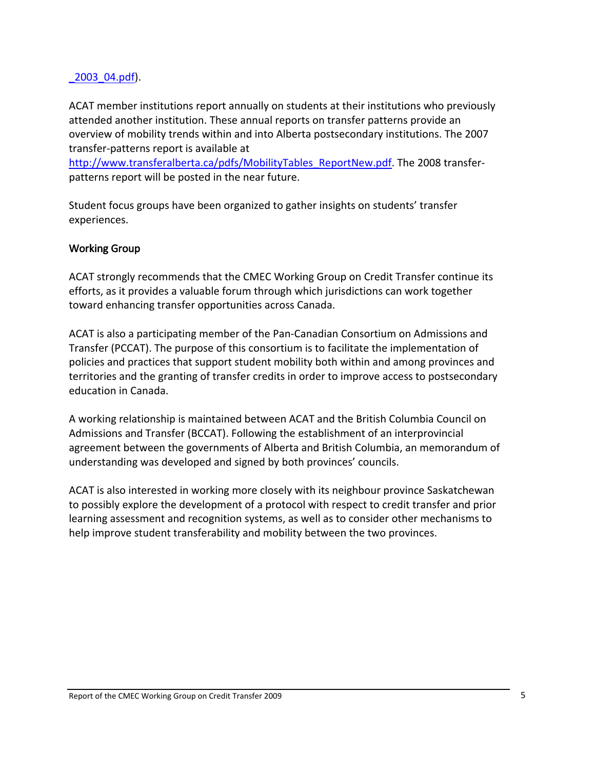_2003_04.pdf).

ACAT member institutions report annually on students at their institutions who previously attended another institution. These annual reports on transfer patterns provide an overview of mobility trends within and into Alberta postsecondary institutions. The 2007 transfer-patterns report is available at http://www.transferalberta.ca/pdfs/MobilityTables_ReportNew.pdf. The 2008 transfer-patterns report will be posted in the near future.

Student focus groups have been organized to gather insights on students' transfer experiences.

### Working Group

ACAT strongly recommends that the CMEC Working Group on Credit Transfer continue its efforts, as it provides a valuable forum through which jurisdictions can work together toward enhancing transfer opportunities across Canada.

ACAT is also a participating member of the Pan-Canadian Consortium on Admissions and Transfer (PCCAT). The purpose of this consortium is to facilitate the implementation of policies and practices that support student mobility both within and among provinces and territories and the granting of transfer credits in order to improve access to postsecondary education in Canada.

A working relationship is maintained between ACAT and the British Columbia Council on Admissions and Transfer (BCCAT). Following the establishment of an interprovincial agreement between the governments of Alberta and British Columbia, an memorandum of understanding was developed and signed by both provinces' councils.

ACAT is also interested in working more closely with its neighbour province Saskatchewan to possibly explore the development of a protocol with respect to credit transfer and prior learning assessment and recognition systems, as well as to consider other mechanisms to help improve student transferability and mobility between the two provinces.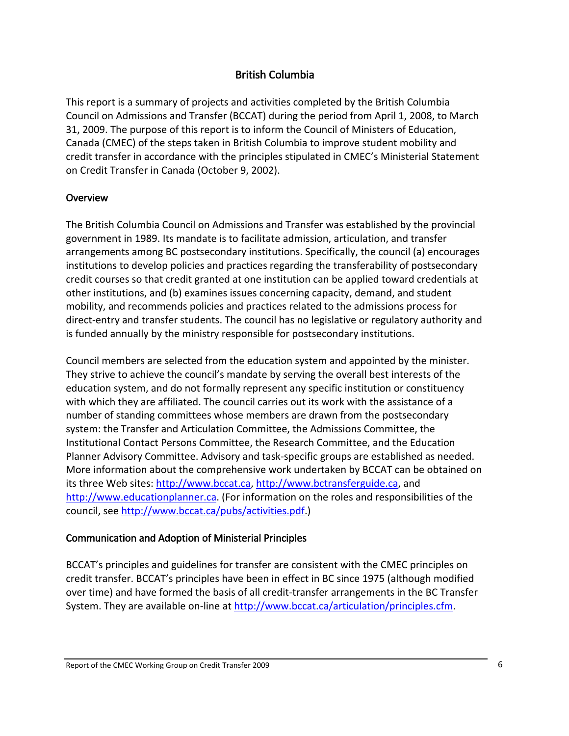## British Columbia

This report is a summary of projects and activities completed by the British Columbia Council on Admissions and Transfer (BCCAT) during the period from April 1, 2008, to March 31, 2009. The purpose of this report is to inform the Council of Ministers of Education, Canada (CMEC) of the steps taken in British Columbia to improve student mobility and credit transfer in accordance with the principles stipulated in CMEC's Ministerial Statement on Credit Transfer in Canada (October 9, 2002).

### Overview

The British Columbia Council on Admissions and Transfer was established by the provincial government in 1989. Its mandate is to facilitate admission, articulation, and transfer arrangements among BC postsecondary institutions. Specifically, the council (a) encourages institutions to develop policies and practices regarding the transferability of postsecondary credit courses so that credit granted at one institution can be applied toward credentials at other institutions, and (b) examines issues concerning capacity, demand, and student mobility, and recommends policies and practices related to the admissions process for direct-entry and transfer students. The council has no legislative or regulatory authority and is funded annually by the ministry responsible for postsecondary institutions.

Council members are selected from the education system and appointed by the minister. They strive to achieve the council's mandate by serving the overall best interests of the education system, and do not formally represent any specific institution or constituency with which they are affiliated. The council carries out its work with the assistance of a number of standing committees whose members are drawn from the postsecondary system: the Transfer and Articulation Committee, the Admissions Committee, the Institutional Contact Persons Committee, the Research Committee, and the Education Planner Advisory Committee. Advisory and task-specific groups are established as needed. More information about the comprehensive work undertaken by BCCAT can be obtained on its three Web sites: http://www.bccat.ca, http://www.bctransferguide.ca, and http://www.educationplanner.ca. (For information on the roles and responsibilities of the council, see http://www.bccat.ca/pubs/activities.pdf.)

### Communication and Adoption of Ministerial Principles

BCCAT's principles and guidelines for transfer are consistent with the CMEC principles on credit transfer. BCCAT's principles have been in effect in BC since 1975 (although modified over time) and have formed the basis of all credit-transfer arrangements in the BC Transfer System. They are available on-line at http://www.bccat.ca/articulation/principles.cfm.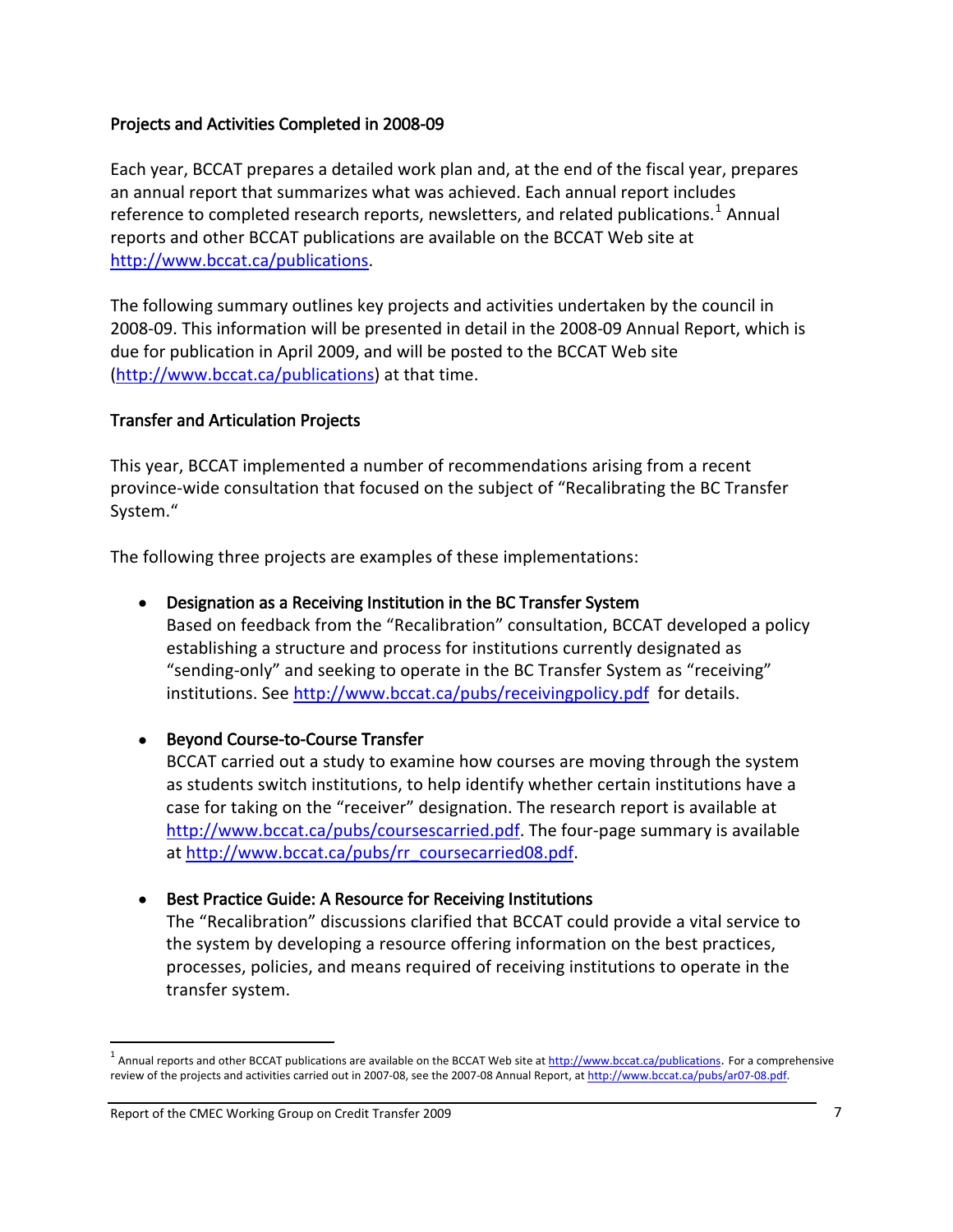### Projects and Activities Completed in 2008-09

Each year, BCCAT prepares a detailed work plan and, at the end of the fiscal year, prepares an annual report that summarizes what was achieved. Each annual report includes reference to completed research reports, newsletters, and related publications.[1] Annual reports and other BCCAT publications are available on the BCCAT Web site at http://www.bccat.ca/publications.

The following summary outlines key projects and activities undertaken by the council in 2008-09. This information will be presented in detail in the 2008-09 Annual Report, which is due for publication in April 2009, and will be posted to the BCCAT Web site (http://www.bccat.ca/publications) at that time.

### Transfer and Articulation Projects

This year, BCCAT implemented a number of recommendations arising from a recent province-wide consultation that focused on the subject of "Recalibrating the BC Transfer System."

The following three projects are examples of these implementations:

- **Designation as a Receiving Institution in the BC Transfer System**
  Based on feedback from the "Recalibration" consultation, BCCAT developed a policy establishing a structure and process for institutions currently designated as "sending-only" and seeking to operate in the BC Transfer System as "receiving" institutions. See http://www.bccat.ca/pubs/receivingpolicy.pdf for details.

- **Beyond Course-to-Course Transfer**
  BCCAT carried out a study to examine how courses are moving through the system as students switch institutions, to help identify whether certain institutions have a case for taking on the "receiver" designation. The research report is available at http://www.bccat.ca/pubs/coursescarried.pdf. The four-page summary is available at http://www.bccat.ca/pubs/rr_coursecarried08.pdf.

- **Best Practice Guide: A Resource for Receiving Institutions**
  The "Recalibration" discussions clarified that BCCAT could provide a vital service to the system by developing a resource offering information on the best practices, processes, policies, and means required of receiving institutions to operate in the transfer system.

---

[1] Annual reports and other BCCAT publications are available on the BCCAT Web site at http://www.bccat.ca/publications. For a comprehensive review of the projects and activities carried out in 2007-08, see the 2007-08 Annual Report, at http://www.bccat.ca/pubs/ar07-08.pdf.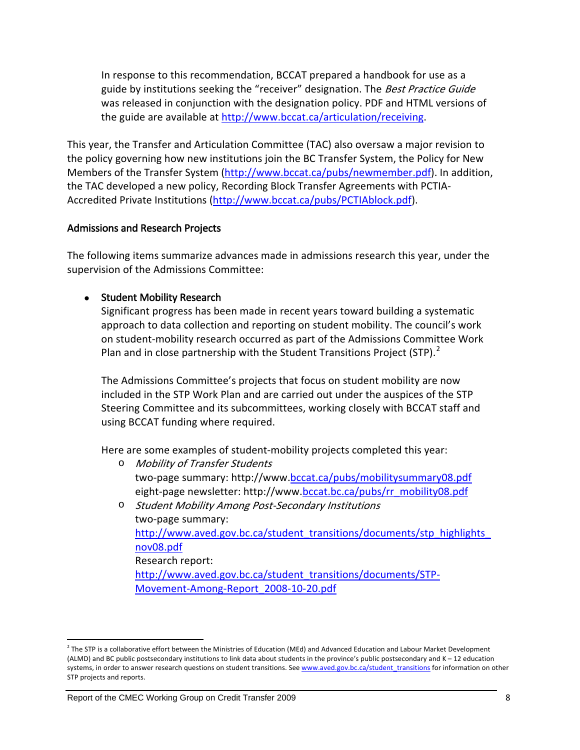In response to this recommendation, BCCAT prepared a handbook for use as a guide by institutions seeking the "receiver" designation. The *Best Practice Guide* was released in conjunction with the designation policy. PDF and HTML versions of the guide are available at http://www.bccat.ca/articulation/receiving.

This year, the Transfer and Articulation Committee (TAC) also oversaw a major revision to the policy governing how new institutions join the BC Transfer System, the Policy for New Members of the Transfer System (http://www.bccat.ca/pubs/newmember.pdf). In addition, the TAC developed a new policy, Recording Block Transfer Agreements with PCTIA-Accredited Private Institutions (http://www.bccat.ca/pubs/PCTIAblock.pdf).

### Admissions and Research Projects

The following items summarize advances made in admissions research this year, under the supervision of the Admissions Committee:

- **Student Mobility Research**

  Significant progress has been made in recent years toward building a systematic approach to data collection and reporting on student mobility. The council's work on student-mobility research occurred as part of the Admissions Committee Work Plan and in close partnership with the Student Transitions Project (STP).[2]

  The Admissions Committee's projects that focus on student mobility are now included in the STP Work Plan and are carried out under the auspices of the STP Steering Committee and its subcommittees, working closely with BCCAT staff and using BCCAT funding where required.

  Here are some examples of student-mobility projects completed this year:

  - *Mobility of Transfer Students*
    two-page summary: http://www.bccat.ca/pubs/mobilitysummary08.pdf
    eight-page newsletter: http://www.bccat.bc.ca/pubs/rr_mobility08.pdf
  - *Student Mobility Among Post-Secondary Institutions*
    two-page summary:
    http://www.aved.gov.bc.ca/student_transitions/documents/stp_highlights_nov08.pdf
    Research report:
    http://www.aved.gov.bc.ca/student_transitions/documents/STP-Movement-Among-Report_2008-10-20.pdf

---

[2] The STP is a collaborative effort between the Ministries of Education (MEd) and Advanced Education and Labour Market Development (ALMD) and BC public postsecondary institutions to link data about students in the province's public postsecondary and K – 12 education systems, in order to answer research questions on student transitions. See www.aved.gov.bc.ca/student_transitions for information on other STP projects and reports.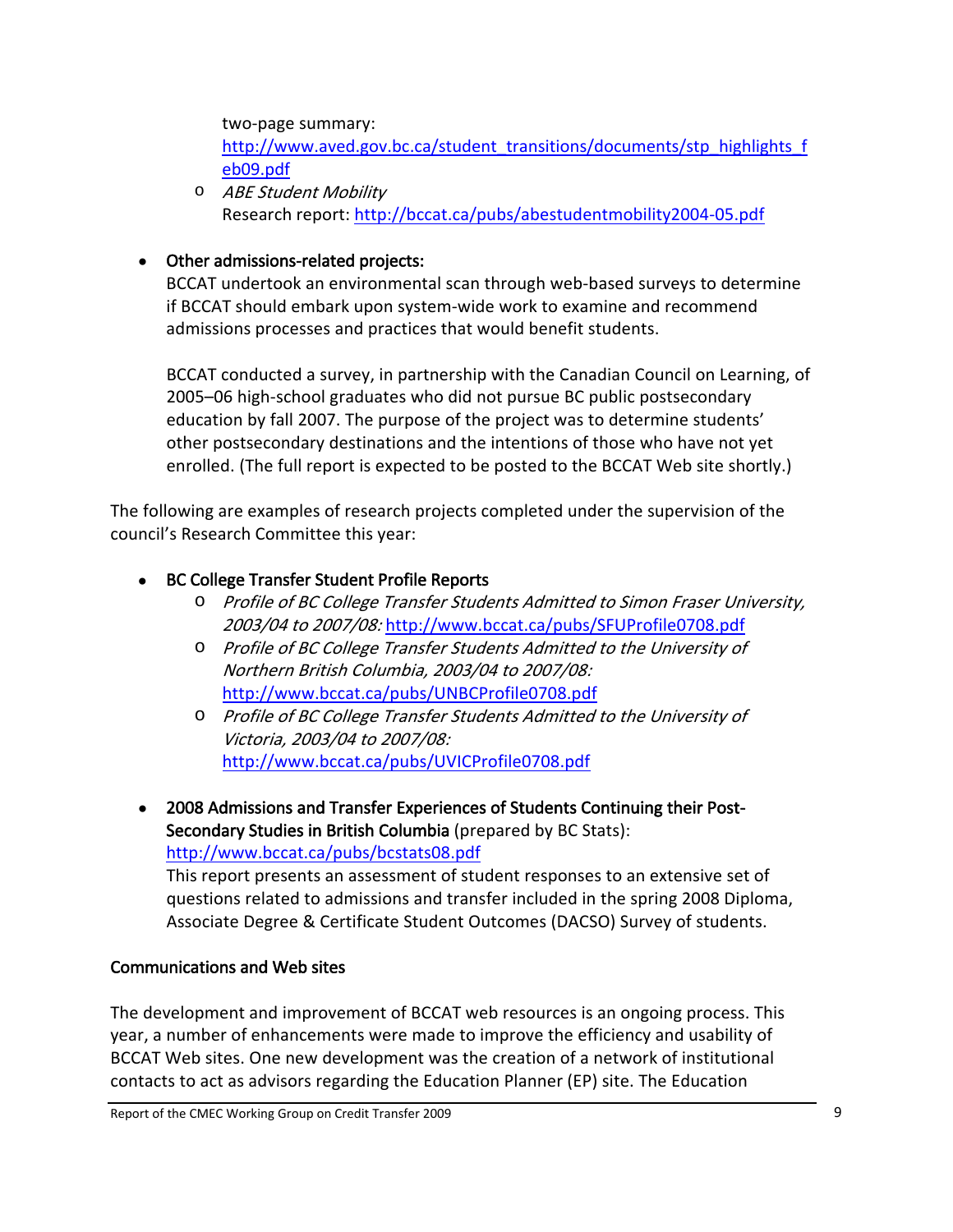two-page summary: http://www.aved.gov.bc.ca/student_transitions/documents/stp_highlights_feb09.pdf
  - *ABE Student Mobility*
    Research report: http://bccat.ca/pubs/abestudentmobility2004-05.pdf

- **Other admissions-related projects:**
  BCCAT undertook an environmental scan through web-based surveys to determine if BCCAT should embark upon system-wide work to examine and recommend admissions processes and practices that would benefit students.

  BCCAT conducted a survey, in partnership with the Canadian Council on Learning, of 2005–06 high-school graduates who did not pursue BC public postsecondary education by fall 2007. The purpose of the project was to determine students' other postsecondary destinations and the intentions of those who have not yet enrolled. (The full report is expected to be posted to the BCCAT Web site shortly.)

The following are examples of research projects completed under the supervision of the council's Research Committee this year:

- **BC College Transfer Student Profile Reports**
  - *Profile of BC College Transfer Students Admitted to Simon Fraser University, 2003/04 to 2007/08:* http://www.bccat.ca/pubs/SFUProfile0708.pdf
  - *Profile of BC College Transfer Students Admitted to the University of Northern British Columbia, 2003/04 to 2007/08:* http://www.bccat.ca/pubs/UNBCProfile0708.pdf
  - *Profile of BC College Transfer Students Admitted to the University of Victoria, 2003/04 to 2007/08:* http://www.bccat.ca/pubs/UVICProfile0708.pdf

- **2008 Admissions and Transfer Experiences of Students Continuing their Post-Secondary Studies in British Columbia** (prepared by BC Stats): http://www.bccat.ca/pubs/bcstats08.pdf
  This report presents an assessment of student responses to an extensive set of questions related to admissions and transfer included in the spring 2008 Diploma, Associate Degree & Certificate Student Outcomes (DACSO) Survey of students.

### Communications and Web sites

The development and improvement of BCCAT web resources is an ongoing process. This year, a number of enhancements were made to improve the efficiency and usability of BCCAT Web sites. One new development was the creation of a network of institutional contacts to act as advisors regarding the Education Planner (EP) site. The Education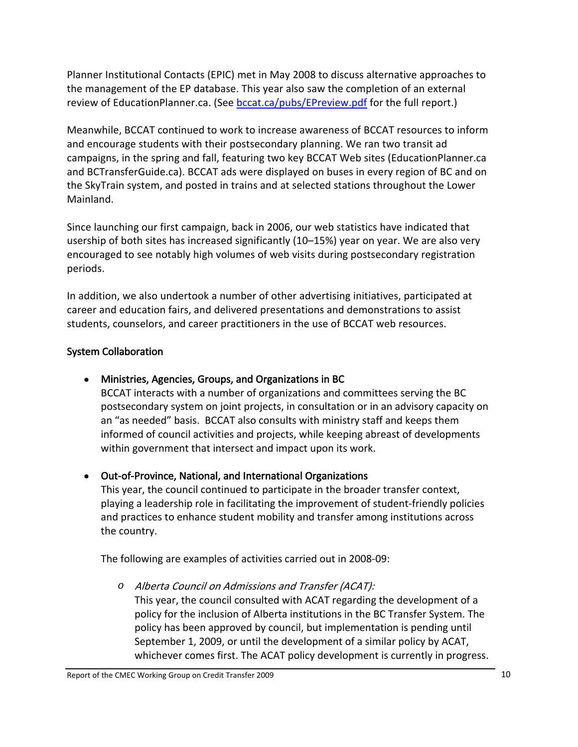Planner Institutional Contacts (EPIC) met in May 2008 to discuss alternative approaches to the management of the EP database. This year also saw the completion of an external review of EducationPlanner.ca. (See [bccat.ca/pubs/EPreview.pdf](bccat.ca/pubs/EPreview.pdf) for the full report.)

Meanwhile, BCCAT continued to work to increase awareness of BCCAT resources to inform and encourage students with their postsecondary planning. We ran two transit ad campaigns, in the spring and fall, featuring two key BCCAT Web sites (EducationPlanner.ca and BCTransferGuide.ca). BCCAT ads were displayed on buses in every region of BC and on the SkyTrain system, and posted in trains and at selected stations throughout the Lower Mainland.

Since launching our first campaign, back in 2006, our web statistics have indicated that usership of both sites has increased significantly (10–15%) year on year. We are also very encouraged to see notably high volumes of web visits during postsecondary registration periods.

In addition, we also undertook a number of other advertising initiatives, participated at career and education fairs, and delivered presentations and demonstrations to assist students, counselors, and career practitioners in the use of BCCAT web resources.

### System Collaboration

- **Ministries, Agencies, Groups, and Organizations in BC**
  BCCAT interacts with a number of organizations and committees serving the BC postsecondary system on joint projects, in consultation or in an advisory capacity on an "as needed" basis. BCCAT also consults with ministry staff and keeps them informed of council activities and projects, while keeping abreast of developments within government that intersect and impact upon its work.

- **Out-of-Province, National, and International Organizations**
  This year, the council continued to participate in the broader transfer context, playing a leadership role in facilitating the improvement of student-friendly policies and practices to enhance student mobility and transfer among institutions across the country.

  The following are examples of activities carried out in 2008-09:

  - *Alberta Council on Admissions and Transfer (ACAT):*
    This year, the council consulted with ACAT regarding the development of a policy for the inclusion of Alberta institutions in the BC Transfer System. The policy has been approved by council, but implementation is pending until September 1, 2009, or until the development of a similar policy by ACAT, whichever comes first. The ACAT policy development is currently in progress.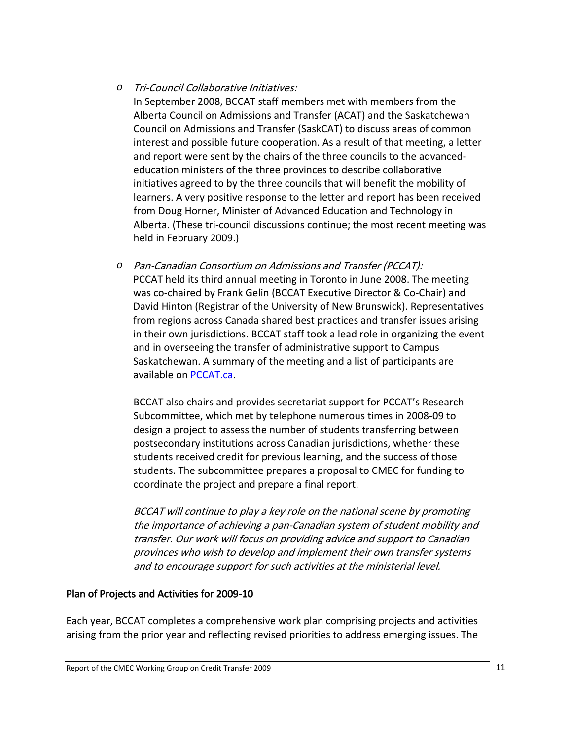- *Tri-Council Collaborative Initiatives:*
  In September 2008, BCCAT staff members met with members from the Alberta Council on Admissions and Transfer (ACAT) and the Saskatchewan Council on Admissions and Transfer (SaskCAT) to discuss areas of common interest and possible future cooperation. As a result of that meeting, a letter and report were sent by the chairs of the three councils to the advanced-education ministers of the three provinces to describe collaborative initiatives agreed to by the three councils that will benefit the mobility of learners. A very positive response to the letter and report has been received from Doug Horner, Minister of Advanced Education and Technology in Alberta. (These tri-council discussions continue; the most recent meeting was held in February 2009.)

- *Pan-Canadian Consortium on Admissions and Transfer (PCCAT):*
  PCCAT held its third annual meeting in Toronto in June 2008. The meeting was co-chaired by Frank Gelin (BCCAT Executive Director & Co-Chair) and David Hinton (Registrar of the University of New Brunswick). Representatives from regions across Canada shared best practices and transfer issues arising in their own jurisdictions. BCCAT staff took a lead role in organizing the event and in overseeing the transfer of administrative support to Campus Saskatchewan. A summary of the meeting and a list of participants are available on [PCCAT.ca](PCCAT.ca).

  BCCAT also chairs and provides secretariat support for PCCAT's Research Subcommittee, which met by telephone numerous times in 2008-09 to design a project to assess the number of students transferring between postsecondary institutions across Canadian jurisdictions, whether these students received credit for previous learning, and the success of those students. The subcommittee prepares a proposal to CMEC for funding to coordinate the project and prepare a final report.

  *BCCAT will continue to play a key role on the national scene by promoting the importance of achieving a pan-Canadian system of student mobility and transfer. Our work will focus on providing advice and support to Canadian provinces who wish to develop and implement their own transfer systems and to encourage support for such activities at the ministerial level.*

## Plan of Projects and Activities for 2009-10

Each year, BCCAT completes a comprehensive work plan comprising projects and activities arising from the prior year and reflecting revised priorities to address emerging issues. The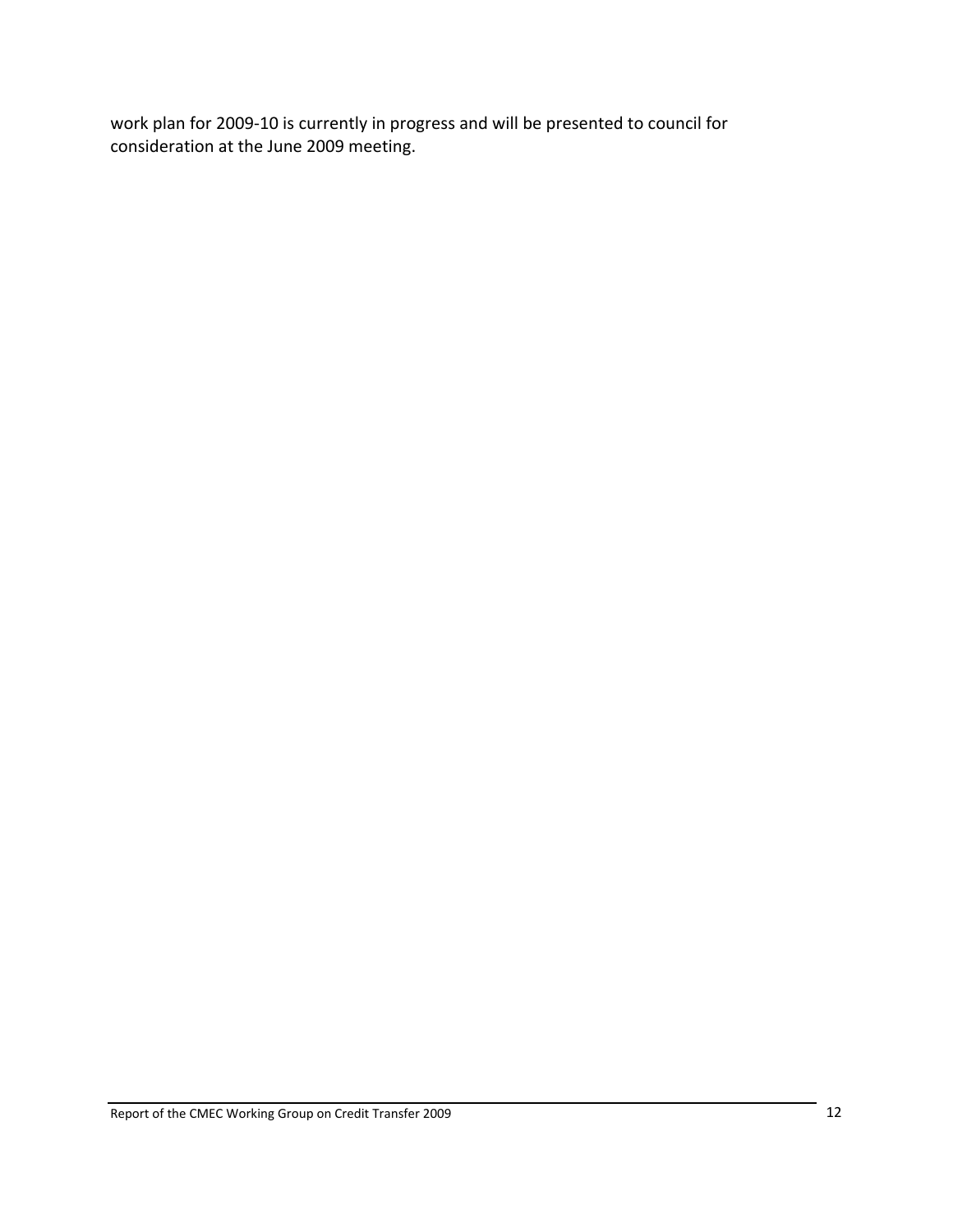work plan for 2009-10 is currently in progress and will be presented to council for consideration at the June 2009 meeting.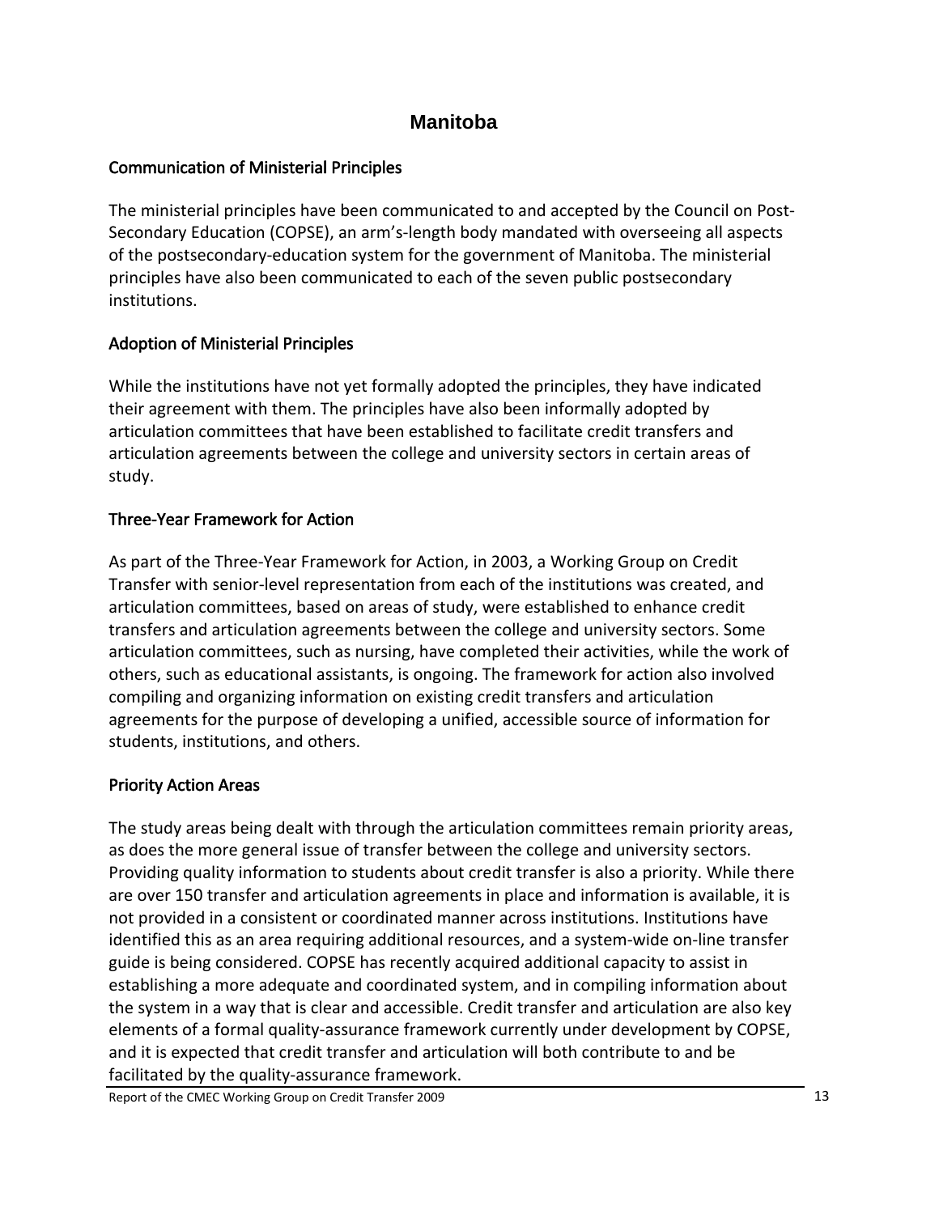# Manitoba

## Communication of Ministerial Principles

The ministerial principles have been communicated to and accepted by the Council on Post-Secondary Education (COPSE), an arm's-length body mandated with overseeing all aspects of the postsecondary-education system for the government of Manitoba. The ministerial principles have also been communicated to each of the seven public postsecondary institutions.

## Adoption of Ministerial Principles

While the institutions have not yet formally adopted the principles, they have indicated their agreement with them. The principles have also been informally adopted by articulation committees that have been established to facilitate credit transfers and articulation agreements between the college and university sectors in certain areas of study.

## Three-Year Framework for Action

As part of the Three-Year Framework for Action, in 2003, a Working Group on Credit Transfer with senior-level representation from each of the institutions was created, and articulation committees, based on areas of study, were established to enhance credit transfers and articulation agreements between the college and university sectors. Some articulation committees, such as nursing, have completed their activities, while the work of others, such as educational assistants, is ongoing. The framework for action also involved compiling and organizing information on existing credit transfers and articulation agreements for the purpose of developing a unified, accessible source of information for students, institutions, and others.

## Priority Action Areas

The study areas being dealt with through the articulation committees remain priority areas, as does the more general issue of transfer between the college and university sectors. Providing quality information to students about credit transfer is also a priority. While there are over 150 transfer and articulation agreements in place and information is available, it is not provided in a consistent or coordinated manner across institutions. Institutions have identified this as an area requiring additional resources, and a system-wide on-line transfer guide is being considered. COPSE has recently acquired additional capacity to assist in establishing a more adequate and coordinated system, and in compiling information about the system in a way that is clear and accessible. Credit transfer and articulation are also key elements of a formal quality-assurance framework currently under development by COPSE, and it is expected that credit transfer and articulation will both contribute to and be facilitated by the quality-assurance framework.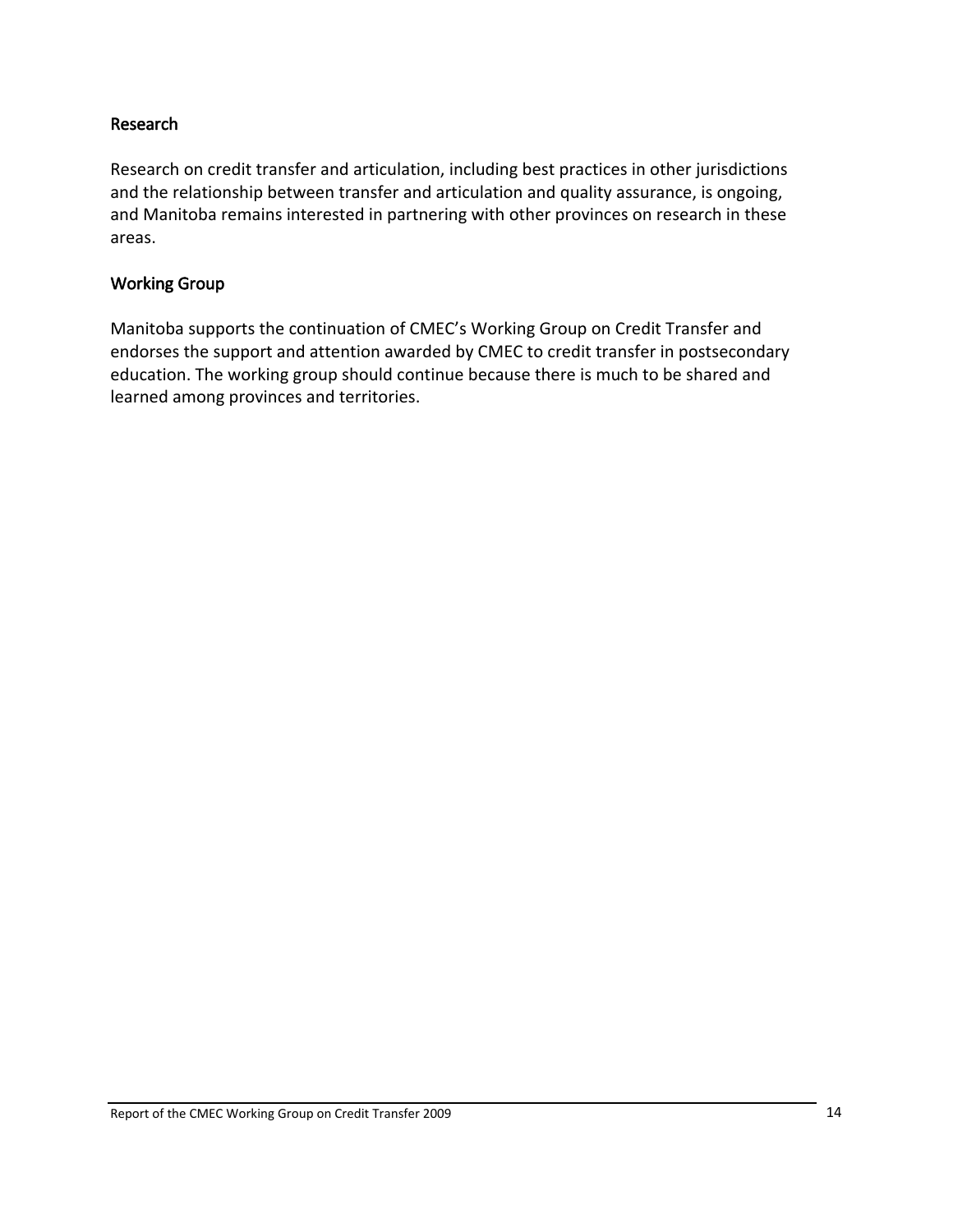### Research

Research on credit transfer and articulation, including best practices in other jurisdictions and the relationship between transfer and articulation and quality assurance, is ongoing, and Manitoba remains interested in partnering with other provinces on research in these areas.

### Working Group

Manitoba supports the continuation of CMEC's Working Group on Credit Transfer and endorses the support and attention awarded by CMEC to credit transfer in postsecondary education. The working group should continue because there is much to be shared and learned among provinces and territories.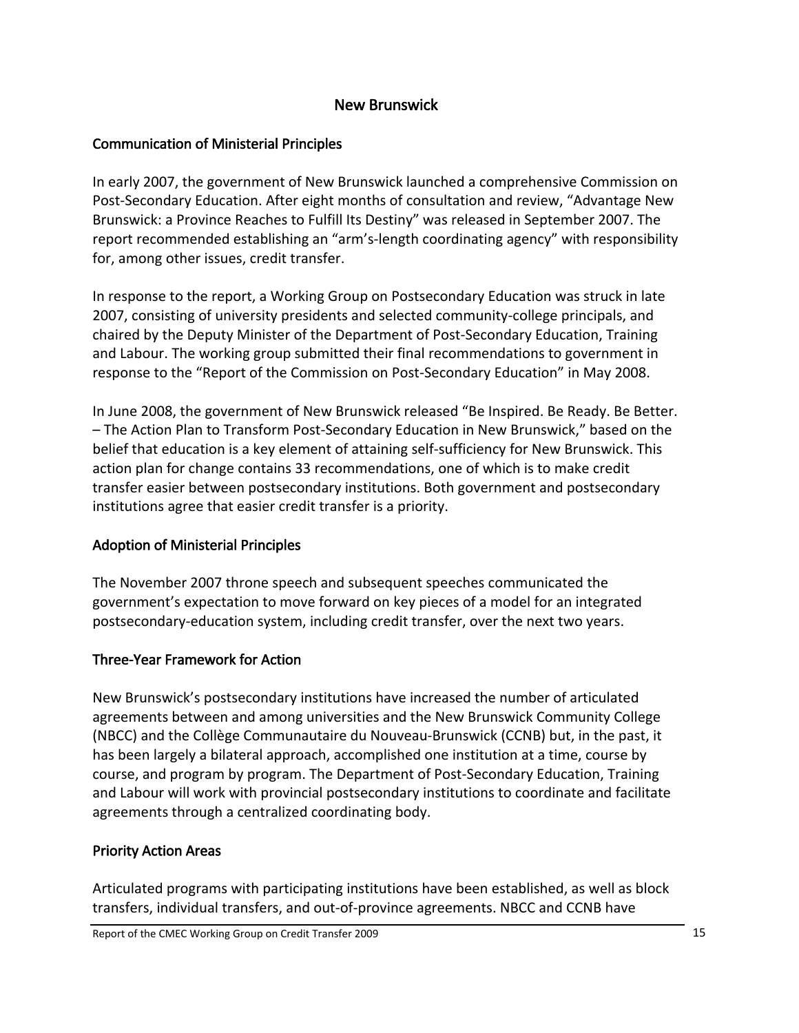## New Brunswick

### Communication of Ministerial Principles

In early 2007, the government of New Brunswick launched a comprehensive Commission on Post-Secondary Education. After eight months of consultation and review, "Advantage New Brunswick: a Province Reaches to Fulfill Its Destiny" was released in September 2007. The report recommended establishing an "arm's-length coordinating agency" with responsibility for, among other issues, credit transfer.

In response to the report, a Working Group on Postsecondary Education was struck in late 2007, consisting of university presidents and selected community-college principals, and chaired by the Deputy Minister of the Department of Post-Secondary Education, Training and Labour. The working group submitted their final recommendations to government in response to the "Report of the Commission on Post-Secondary Education" in May 2008.

In June 2008, the government of New Brunswick released "Be Inspired. Be Ready. Be Better. – The Action Plan to Transform Post-Secondary Education in New Brunswick," based on the belief that education is a key element of attaining self-sufficiency for New Brunswick. This action plan for change contains 33 recommendations, one of which is to make credit transfer easier between postsecondary institutions. Both government and postsecondary institutions agree that easier credit transfer is a priority.

### Adoption of Ministerial Principles

The November 2007 throne speech and subsequent speeches communicated the government's expectation to move forward on key pieces of a model for an integrated postsecondary-education system, including credit transfer, over the next two years.

### Three-Year Framework for Action

New Brunswick's postsecondary institutions have increased the number of articulated agreements between and among universities and the New Brunswick Community College (NBCC) and the Collège Communautaire du Nouveau-Brunswick (CCNB) but, in the past, it has been largely a bilateral approach, accomplished one institution at a time, course by course, and program by program. The Department of Post-Secondary Education, Training and Labour will work with provincial postsecondary institutions to coordinate and facilitate agreements through a centralized coordinating body.

### Priority Action Areas

Articulated programs with participating institutions have been established, as well as block transfers, individual transfers, and out-of-province agreements. NBCC and CCNB have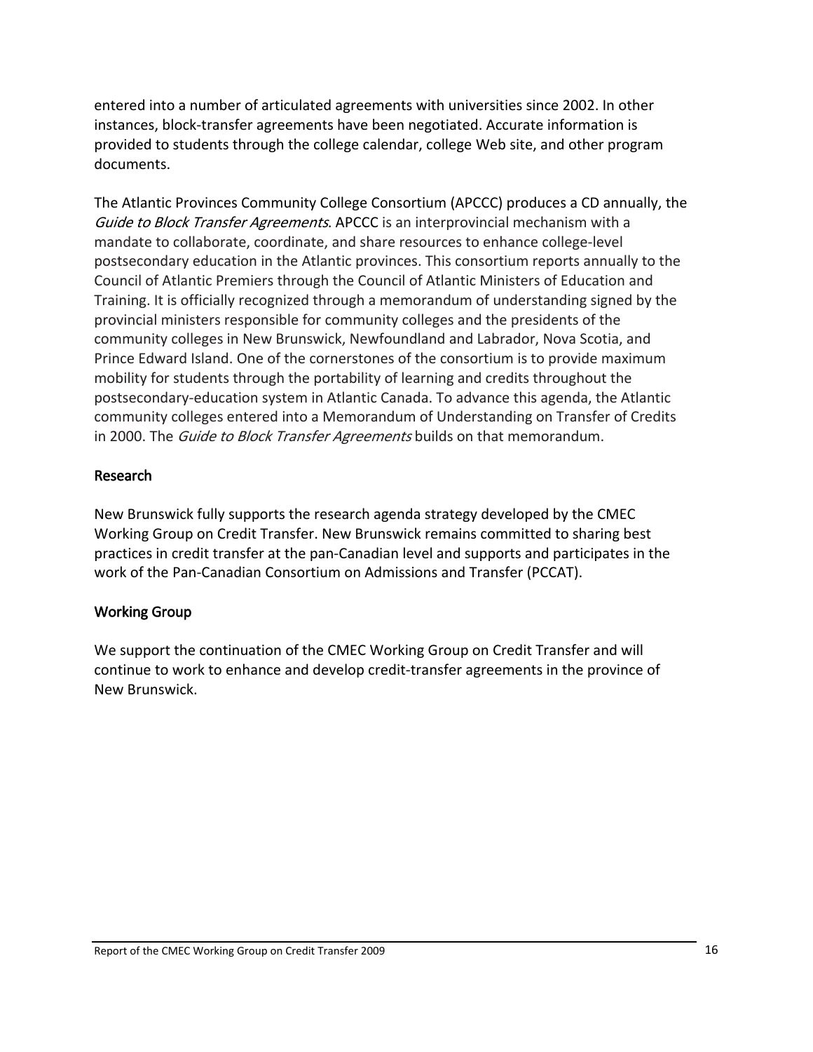entered into a number of articulated agreements with universities since 2002. In other instances, block-transfer agreements have been negotiated. Accurate information is provided to students through the college calendar, college Web site, and other program documents.

The Atlantic Provinces Community College Consortium (APCCC) produces a CD annually, the *Guide to Block Transfer Agreements*. APCCC is an interprovincial mechanism with a mandate to collaborate, coordinate, and share resources to enhance college-level postsecondary education in the Atlantic provinces. This consortium reports annually to the Council of Atlantic Premiers through the Council of Atlantic Ministers of Education and Training. It is officially recognized through a memorandum of understanding signed by the provincial ministers responsible for community colleges and the presidents of the community colleges in New Brunswick, Newfoundland and Labrador, Nova Scotia, and Prince Edward Island. One of the cornerstones of the consortium is to provide maximum mobility for students through the portability of learning and credits throughout the postsecondary-education system in Atlantic Canada. To advance this agenda, the Atlantic community colleges entered into a Memorandum of Understanding on Transfer of Credits in 2000. The *Guide to Block Transfer Agreements* builds on that memorandum.

### Research

New Brunswick fully supports the research agenda strategy developed by the CMEC Working Group on Credit Transfer. New Brunswick remains committed to sharing best practices in credit transfer at the pan-Canadian level and supports and participates in the work of the Pan-Canadian Consortium on Admissions and Transfer (PCCAT).

### Working Group

We support the continuation of the CMEC Working Group on Credit Transfer and will continue to work to enhance and develop credit-transfer agreements in the province of New Brunswick.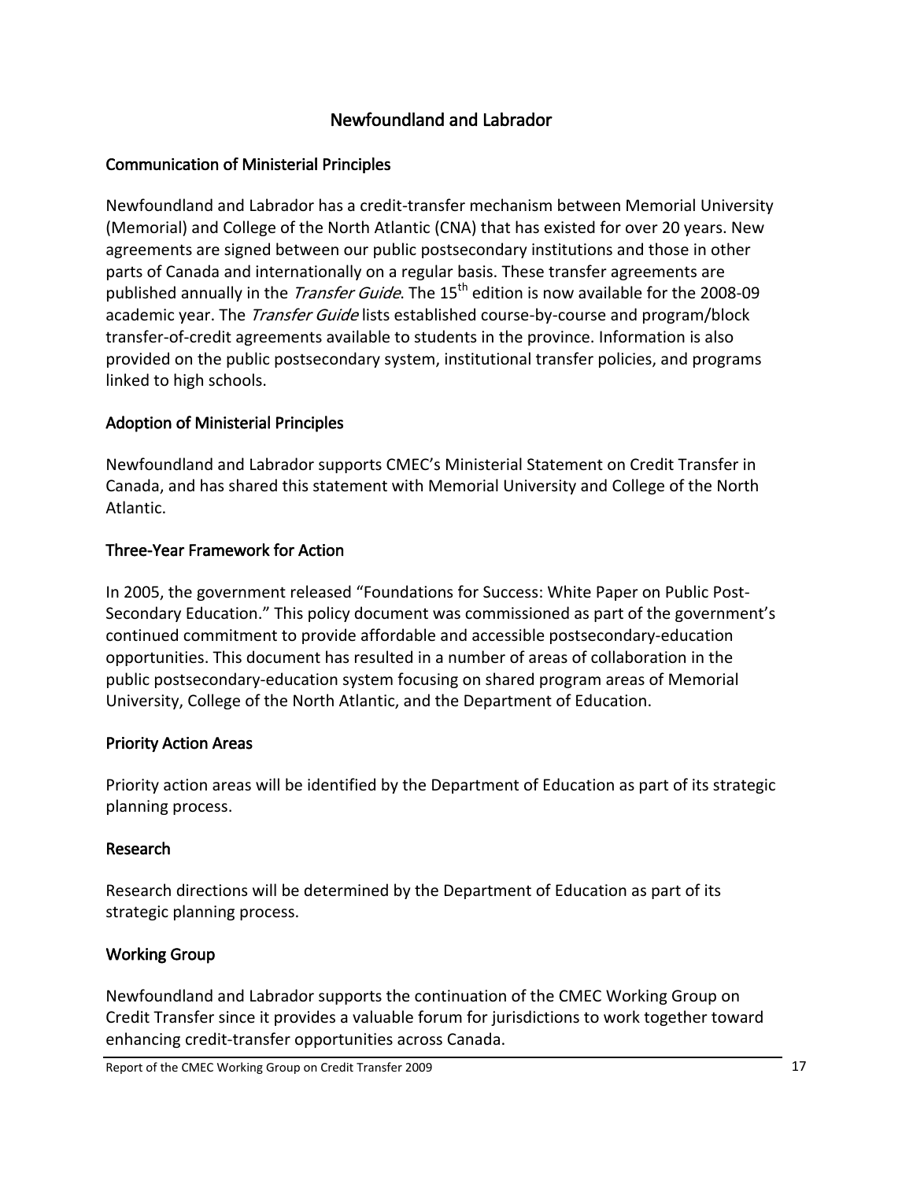## Newfoundland and Labrador

### Communication of Ministerial Principles

Newfoundland and Labrador has a credit-transfer mechanism between Memorial University (Memorial) and College of the North Atlantic (CNA) that has existed for over 20 years. New agreements are signed between our public postsecondary institutions and those in other parts of Canada and internationally on a regular basis. These transfer agreements are published annually in the *Transfer Guide*. The 15th edition is now available for the 2008-09 academic year. The *Transfer Guide* lists established course-by-course and program/block transfer-of-credit agreements available to students in the province. Information is also provided on the public postsecondary system, institutional transfer policies, and programs linked to high schools.

### Adoption of Ministerial Principles

Newfoundland and Labrador supports CMEC's Ministerial Statement on Credit Transfer in Canada, and has shared this statement with Memorial University and College of the North Atlantic.

### Three-Year Framework for Action

In 2005, the government released "Foundations for Success: White Paper on Public Post-Secondary Education." This policy document was commissioned as part of the government's continued commitment to provide affordable and accessible postsecondary-education opportunities. This document has resulted in a number of areas of collaboration in the public postsecondary-education system focusing on shared program areas of Memorial University, College of the North Atlantic, and the Department of Education.

### Priority Action Areas

Priority action areas will be identified by the Department of Education as part of its strategic planning process.

### Research

Research directions will be determined by the Department of Education as part of its strategic planning process.

### Working Group

Newfoundland and Labrador supports the continuation of the CMEC Working Group on Credit Transfer since it provides a valuable forum for jurisdictions to work together toward enhancing credit-transfer opportunities across Canada.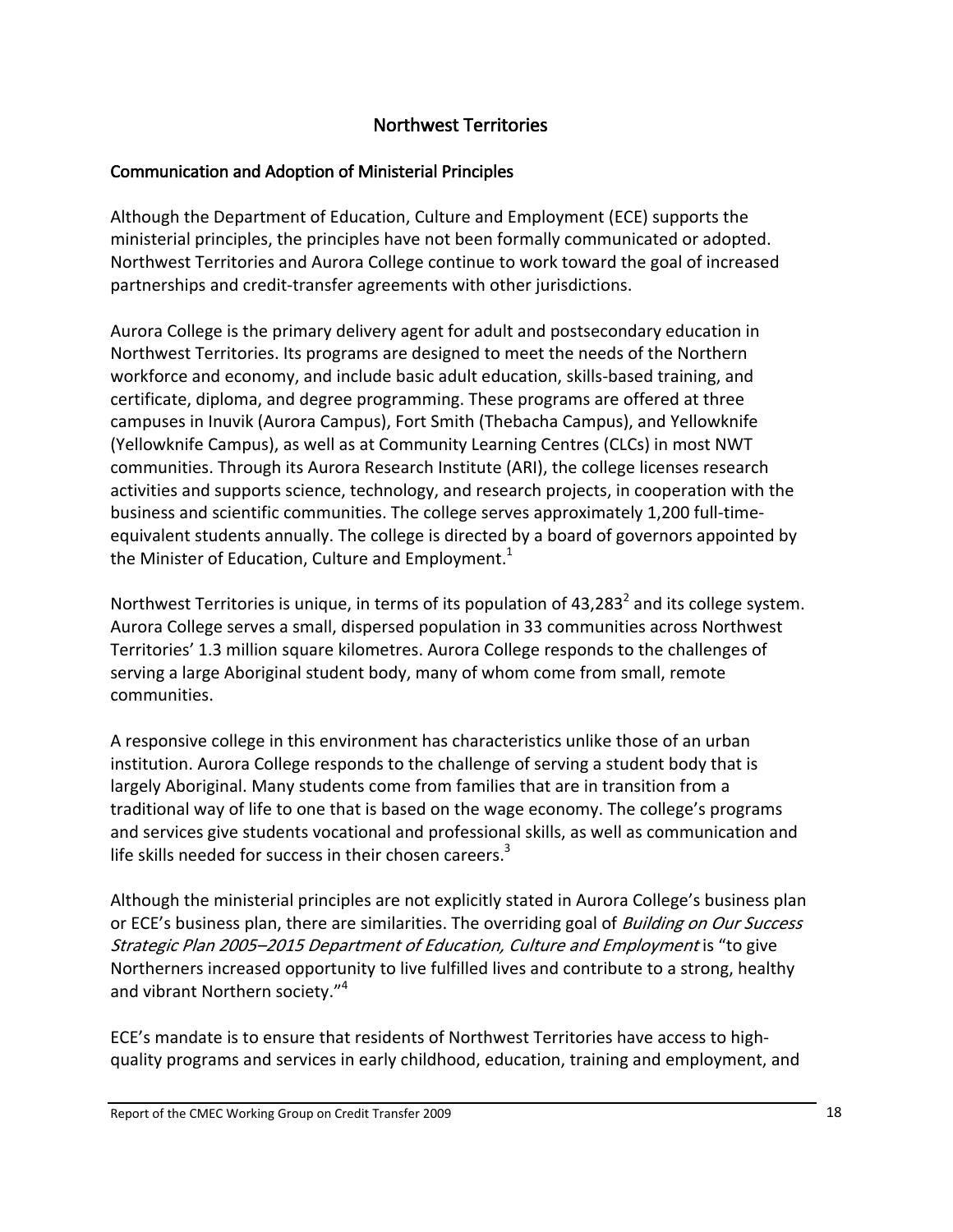# Northwest Territories

## Communication and Adoption of Ministerial Principles

Although the Department of Education, Culture and Employment (ECE) supports the ministerial principles, the principles have not been formally communicated or adopted. Northwest Territories and Aurora College continue to work toward the goal of increased partnerships and credit-transfer agreements with other jurisdictions.

Aurora College is the primary delivery agent for adult and postsecondary education in Northwest Territories. Its programs are designed to meet the needs of the Northern workforce and economy, and include basic adult education, skills-based training, and certificate, diploma, and degree programming. These programs are offered at three campuses in Inuvik (Aurora Campus), Fort Smith (Thebacha Campus), and Yellowknife (Yellowknife Campus), as well as at Community Learning Centres (CLCs) in most NWT communities. Through its Aurora Research Institute (ARI), the college licenses research activities and supports science, technology, and research projects, in cooperation with the business and scientific communities. The college serves approximately 1,200 full-time-equivalent students annually. The college is directed by a board of governors appointed by the Minister of Education, Culture and Employment.[1]

Northwest Territories is unique, in terms of its population of 43,283[2] and its college system. Aurora College serves a small, dispersed population in 33 communities across Northwest Territories' 1.3 million square kilometres. Aurora College responds to the challenges of serving a large Aboriginal student body, many of whom come from small, remote communities.

A responsive college in this environment has characteristics unlike those of an urban institution. Aurora College responds to the challenge of serving a student body that is largely Aboriginal. Many students come from families that are in transition from a traditional way of life to one that is based on the wage economy. The college's programs and services give students vocational and professional skills, as well as communication and life skills needed for success in their chosen careers.[3]

Although the ministerial principles are not explicitly stated in Aurora College's business plan or ECE's business plan, there are similarities. The overriding goal of *Building on Our Success Strategic Plan 2005–2015 Department of Education, Culture and Employment* is "to give Northerners increased opportunity to live fulfilled lives and contribute to a strong, healthy and vibrant Northern society."[4]

ECE's mandate is to ensure that residents of Northwest Territories have access to high-quality programs and services in early childhood, education, training and employment, and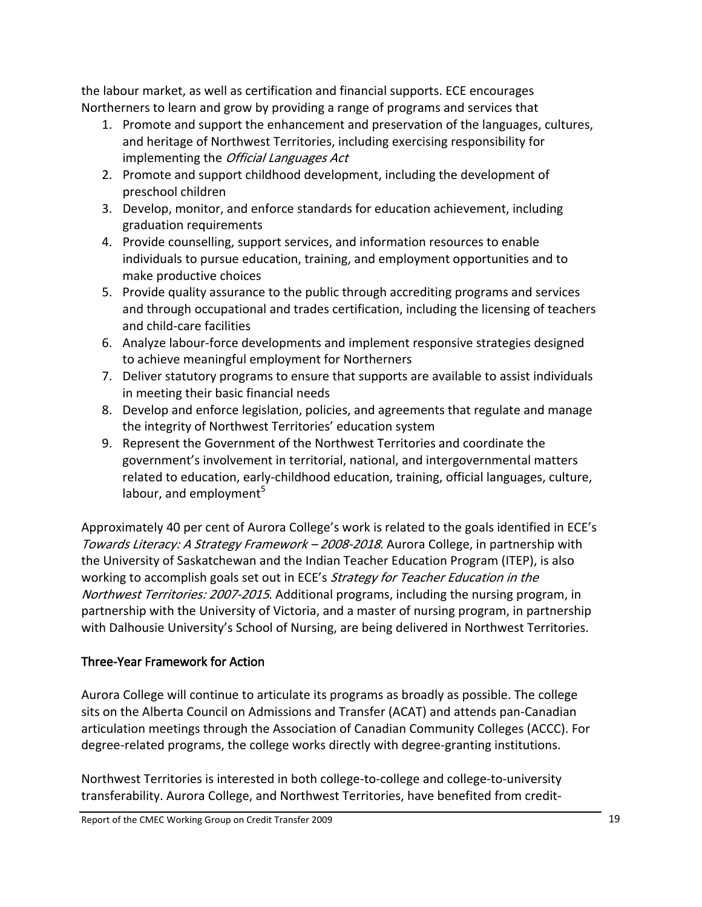the labour market, as well as certification and financial supports. ECE encourages Northerners to learn and grow by providing a range of programs and services that

1. Promote and support the enhancement and preservation of the languages, cultures, and heritage of Northwest Territories, including exercising responsibility for implementing the *Official Languages Act*
2. Promote and support childhood development, including the development of preschool children
3. Develop, monitor, and enforce standards for education achievement, including graduation requirements
4. Provide counselling, support services, and information resources to enable individuals to pursue education, training, and employment opportunities and to make productive choices
5. Provide quality assurance to the public through accrediting programs and services and through occupational and trades certification, including the licensing of teachers and child-care facilities
6. Analyze labour-force developments and implement responsive strategies designed to achieve meaningful employment for Northerners
7. Deliver statutory programs to ensure that supports are available to assist individuals in meeting their basic financial needs
8. Develop and enforce legislation, policies, and agreements that regulate and manage the integrity of Northwest Territories' education system
9. Represent the Government of the Northwest Territories and coordinate the government's involvement in territorial, national, and intergovernmental matters related to education, early-childhood education, training, official languages, culture, labour, and employment[5]

Approximately 40 per cent of Aurora College's work is related to the goals identified in ECE's *Towards Literacy: A Strategy Framework – 2008-2018*. Aurora College, in partnership with the University of Saskatchewan and the Indian Teacher Education Program (ITEP), is also working to accomplish goals set out in ECE's *Strategy for Teacher Education in the Northwest Territories: 2007-2015*. Additional programs, including the nursing program, in partnership with the University of Victoria, and a master of nursing program, in partnership with Dalhousie University's School of Nursing, are being delivered in Northwest Territories.

### Three-Year Framework for Action

Aurora College will continue to articulate its programs as broadly as possible. The college sits on the Alberta Council on Admissions and Transfer (ACAT) and attends pan-Canadian articulation meetings through the Association of Canadian Community Colleges (ACCC). For degree-related programs, the college works directly with degree-granting institutions.

Northwest Territories is interested in both college-to-college and college-to-university transferability. Aurora College, and Northwest Territories, have benefited from credit-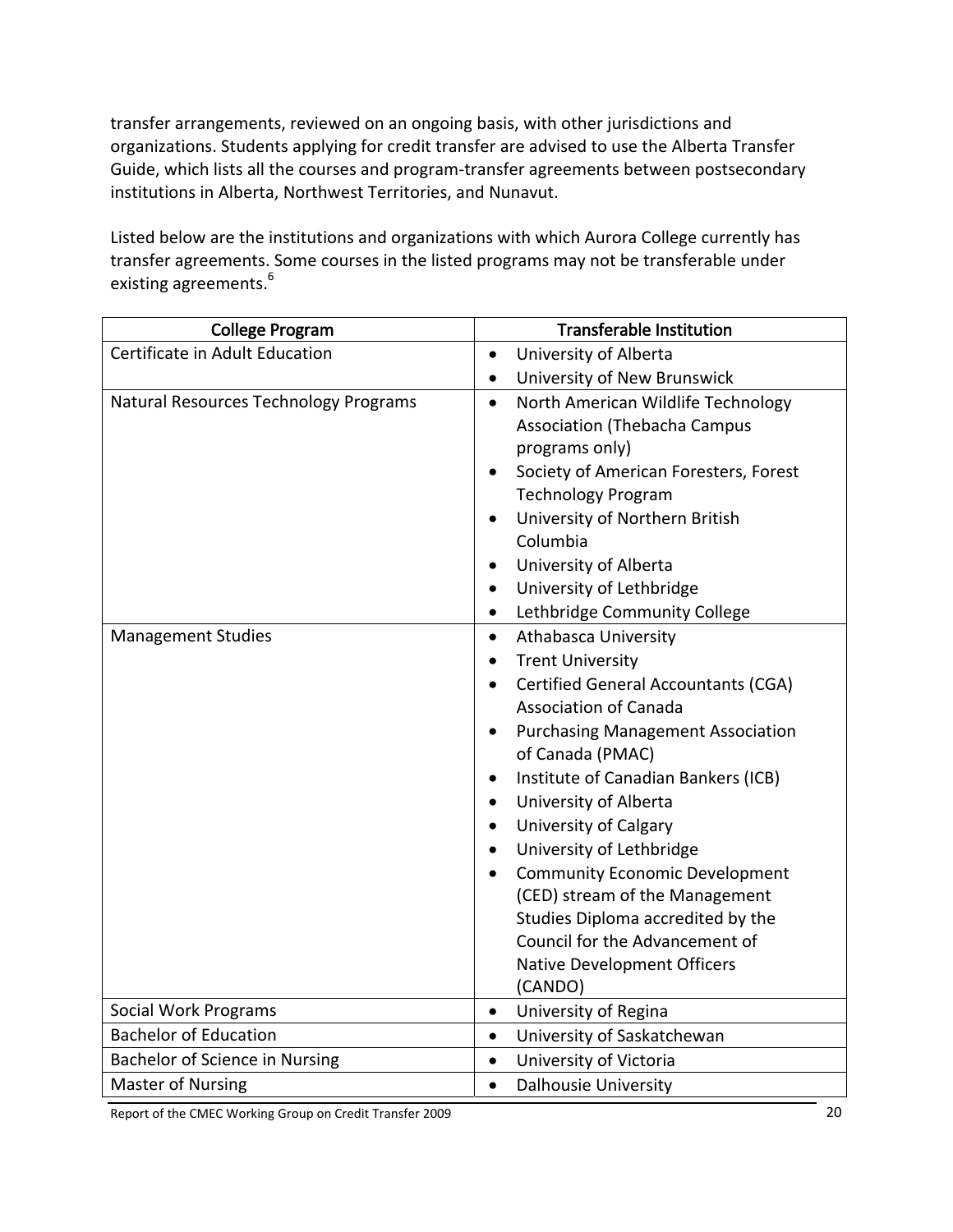transfer arrangements, reviewed on an ongoing basis, with other jurisdictions and organizations. Students applying for credit transfer are advised to use the Alberta Transfer Guide, which lists all the courses and program-transfer agreements between postsecondary institutions in Alberta, Northwest Territories, and Nunavut.

Listed below are the institutions and organizations with which Aurora College currently has transfer agreements. Some courses in the listed programs may not be transferable under existing agreements.[6]

| College Program | Transferable Institution |
| --- | --- |
| Certificate in Adult Education | • University of Alberta<br>• University of New Brunswick |
| Natural Resources Technology Programs | • North American Wildlife Technology Association (Thebacha Campus programs only)<br>• Society of American Foresters, Forest Technology Program<br>• University of Northern British Columbia<br>• University of Alberta<br>• University of Lethbridge<br>• Lethbridge Community College |
| Management Studies | • Athabasca University<br>• Trent University<br>• Certified General Accountants (CGA) Association of Canada<br>• Purchasing Management Association of Canada (PMAC)<br>• Institute of Canadian Bankers (ICB)<br>• University of Alberta<br>• University of Calgary<br>• University of Lethbridge<br>• Community Economic Development (CED) stream of the Management Studies Diploma accredited by the Council for the Advancement of Native Development Officers (CANDO) |
| Social Work Programs | • University of Regina |
| Bachelor of Education | • University of Saskatchewan |
| Bachelor of Science in Nursing | • University of Victoria |
| Master of Nursing | • Dalhousie University |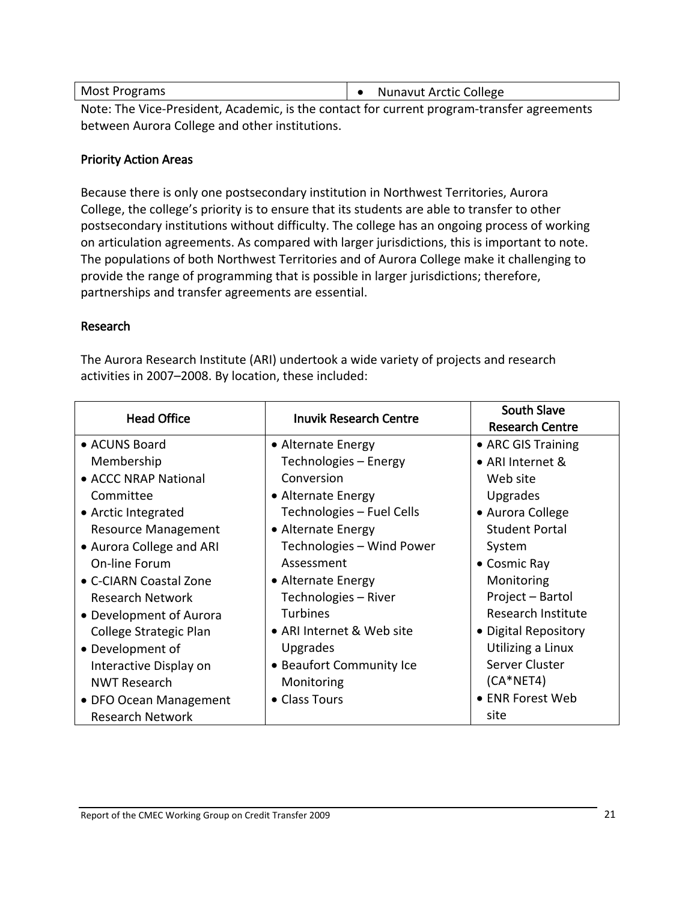| Most Programs | • Nunavut Arctic College |
|---|---|

Note: The Vice-President, Academic, is the contact for current program-transfer agreements between Aurora College and other institutions.

### Priority Action Areas

Because there is only one postsecondary institution in Northwest Territories, Aurora College, the college's priority is to ensure that its students are able to transfer to other postsecondary institutions without difficulty. The college has an ongoing process of working on articulation agreements. As compared with larger jurisdictions, this is important to note. The populations of both Northwest Territories and of Aurora College make it challenging to provide the range of programming that is possible in larger jurisdictions; therefore, partnerships and transfer agreements are essential.

### Research

The Aurora Research Institute (ARI) undertook a wide variety of projects and research activities in 2007–2008. By location, these included:

| Head Office | Inuvik Research Centre | South Slave Research Centre |
|---|---|---|
| • ACUNS Board Membership<br>• ACCC NRAP National Committee<br>• Arctic Integrated Resource Management<br>• Aurora College and ARI On-line Forum<br>• C-CIARN Coastal Zone Research Network<br>• Development of Aurora College Strategic Plan<br>• Development of Interactive Display on NWT Research<br>• DFO Ocean Management Research Network | • Alternate Energy Technologies – Energy Conversion<br>• Alternate Energy Technologies – Fuel Cells<br>• Alternate Energy Technologies – Wind Power Assessment<br>• Alternate Energy Technologies – River Turbines<br>• ARI Internet & Web site Upgrades<br>• Beaufort Community Ice Monitoring<br>• Class Tours | • ARC GIS Training<br>• ARI Internet & Web site Upgrades<br>• Aurora College Student Portal System<br>• Cosmic Ray Monitoring Project – Bartol Research Institute<br>• Digital Repository Utilizing a Linux Server Cluster (CA*NET4)<br>• ENR Forest Web site |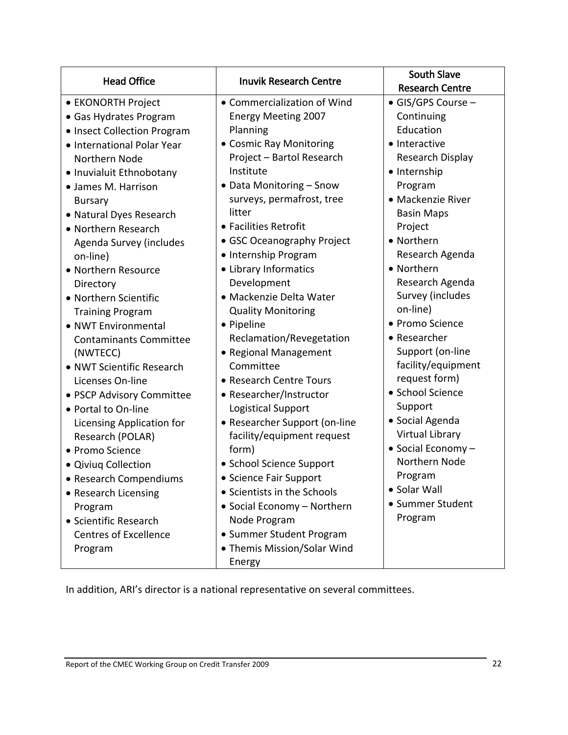| Head Office | Inuvik Research Centre | South Slave Research Centre |
|---|---|---|
| • EKONORTH Project<br>• Gas Hydrates Program<br>• Insect Collection Program<br>• International Polar Year Northern Node<br>• Inuvialuit Ethnobotany<br>• James M. Harrison Bursary<br>• Natural Dyes Research<br>• Northern Research Agenda Survey (includes on-line)<br>• Northern Resource Directory<br>• Northern Scientific Training Program<br>• NWT Environmental Contaminants Committee (NWTECC)<br>• NWT Scientific Research Licenses On-line<br>• PSCP Advisory Committee<br>• Portal to On-line Licensing Application for Research (POLAR)<br>• Promo Science<br>• Qiviuq Collection<br>• Research Compendiums<br>• Research Licensing Program<br>• Scientific Research Centres of Excellence Program | • Commercialization of Wind Energy Meeting 2007 Planning<br>• Cosmic Ray Monitoring Project – Bartol Research Institute<br>• Data Monitoring – Snow surveys, permafrost, tree litter<br>• Facilities Retrofit<br>• GSC Oceanography Project<br>• Internship Program<br>• Library Informatics Development<br>• Mackenzie Delta Water Quality Monitoring<br>• Pipeline Reclamation/Revegetation<br>• Regional Management Committee<br>• Research Centre Tours<br>• Researcher/Instructor Logistical Support<br>• Researcher Support (on-line facility/equipment request form)<br>• School Science Support<br>• Science Fair Support<br>• Scientists in the Schools<br>• Social Economy – Northern Node Program<br>• Summer Student Program<br>• Themis Mission/Solar Wind Energy | • GIS/GPS Course – Continuing Education<br>• Interactive Research Display<br>• Internship Program<br>• Mackenzie River Basin Maps Project<br>• Northern Research Agenda<br>• Northern Research Agenda Survey (includes on-line)<br>• Promo Science<br>• Researcher Support (on-line facility/equipment request form)<br>• School Science Support<br>• Social Agenda Virtual Library<br>• Social Economy – Northern Node Program<br>• Solar Wall<br>• Summer Student Program |

In addition, ARI's director is a national representative on several committees.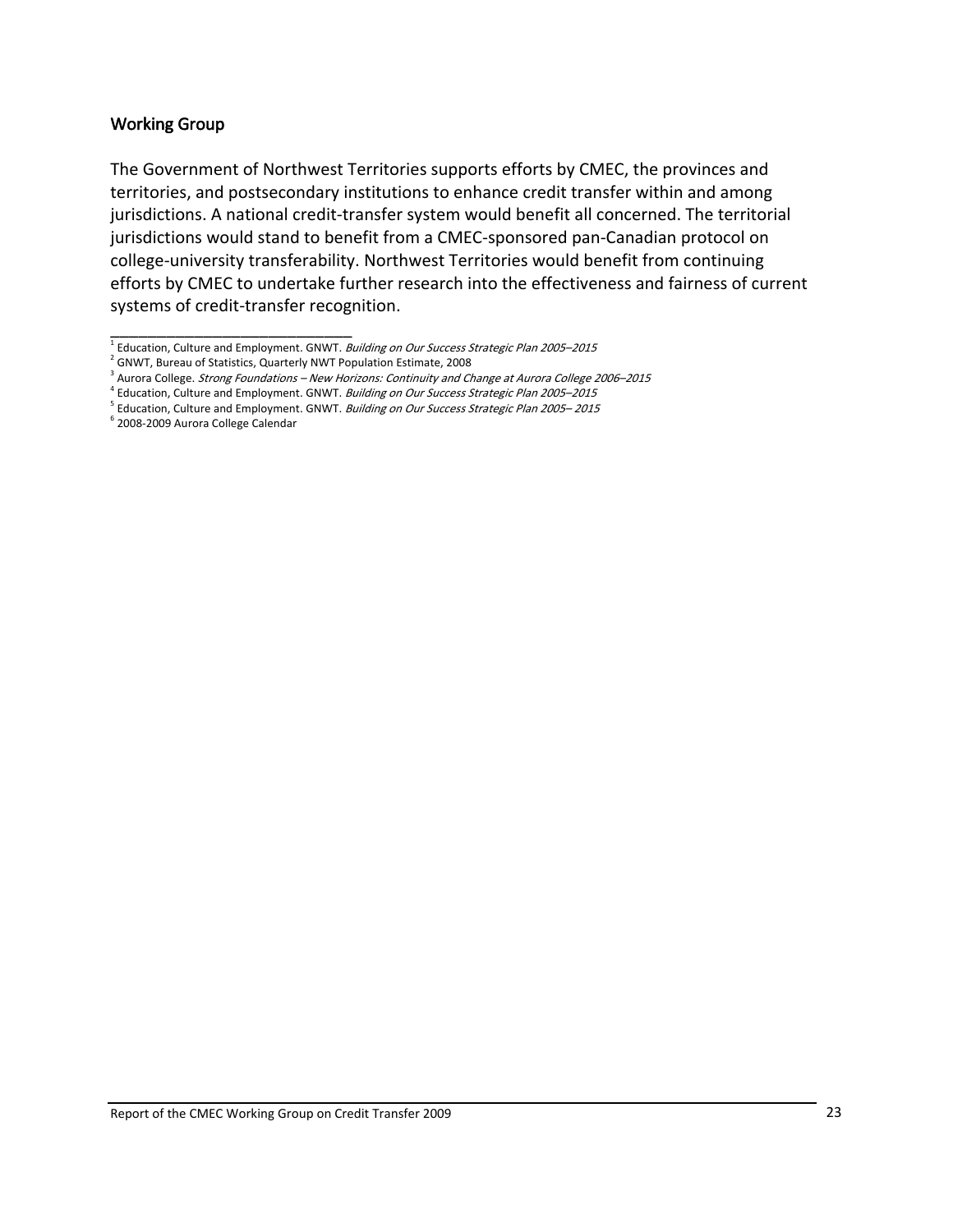### Working Group

The Government of Northwest Territories supports efforts by CMEC, the provinces and territories, and postsecondary institutions to enhance credit transfer within and among jurisdictions. A national credit-transfer system would benefit all concerned. The territorial jurisdictions would stand to benefit from a CMEC-sponsored pan-Canadian protocol on college-university transferability. Northwest Territories would benefit from continuing efforts by CMEC to undertake further research into the effectiveness and fairness of current systems of credit-transfer recognition.

---

[1] Education, Culture and Employment. GNWT. *Building on Our Success Strategic Plan 2005–2015*
[2] GNWT, Bureau of Statistics, Quarterly NWT Population Estimate, 2008
[3] Aurora College. *Strong Foundations – New Horizons: Continuity and Change at Aurora College 2006–2015*
[4] Education, Culture and Employment. GNWT. *Building on Our Success Strategic Plan 2005–2015*
[5] Education, Culture and Employment. GNWT. *Building on Our Success Strategic Plan 2005– 2015*
[6] 2008-2009 Aurora College Calendar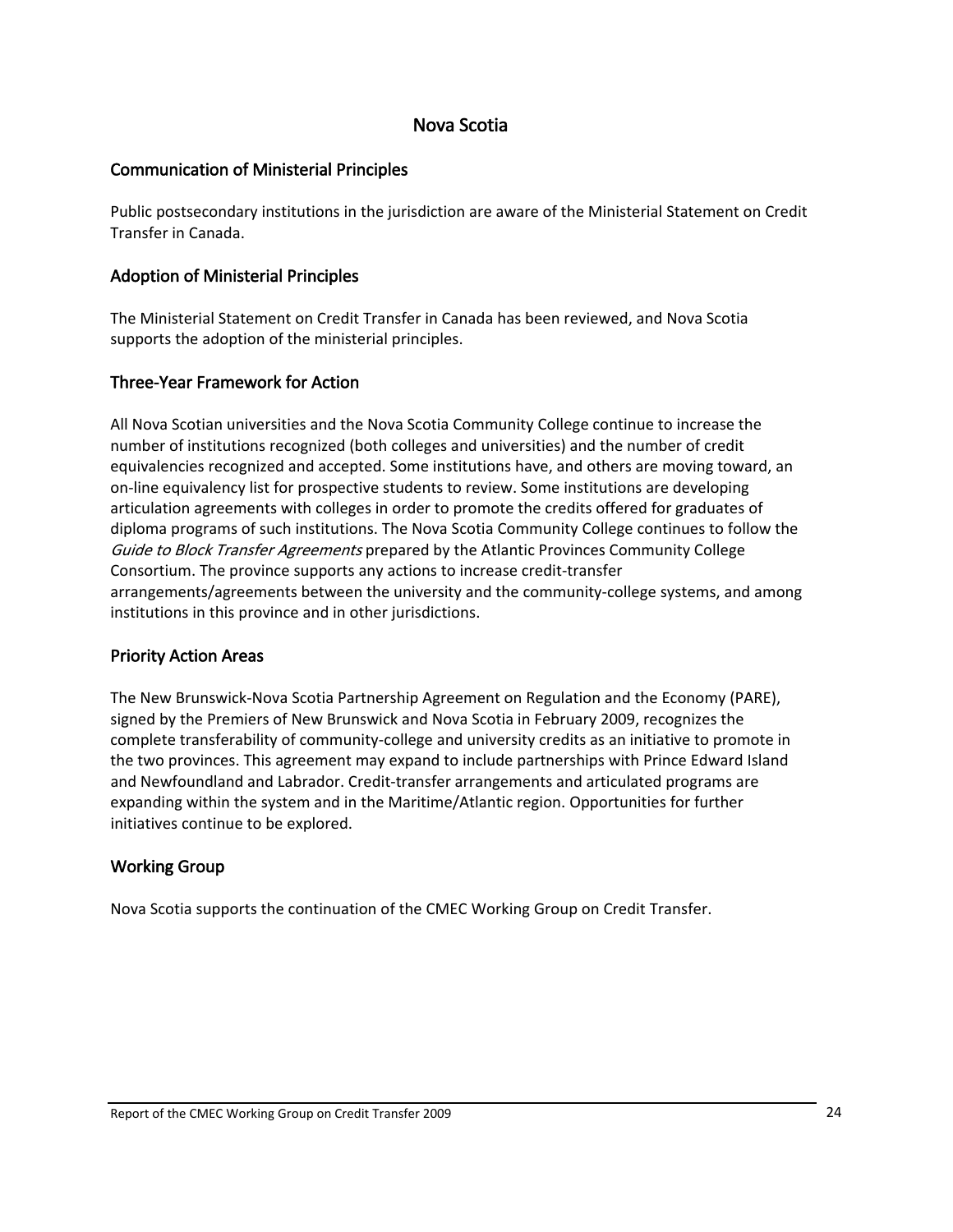## Nova Scotia

### Communication of Ministerial Principles

Public postsecondary institutions in the jurisdiction are aware of the Ministerial Statement on Credit Transfer in Canada.

### Adoption of Ministerial Principles

The Ministerial Statement on Credit Transfer in Canada has been reviewed, and Nova Scotia supports the adoption of the ministerial principles.

### Three-Year Framework for Action

All Nova Scotian universities and the Nova Scotia Community College continue to increase the number of institutions recognized (both colleges and universities) and the number of credit equivalencies recognized and accepted. Some institutions have, and others are moving toward, an on-line equivalency list for prospective students to review. Some institutions are developing articulation agreements with colleges in order to promote the credits offered for graduates of diploma programs of such institutions. The Nova Scotia Community College continues to follow the *Guide to Block Transfer Agreements* prepared by the Atlantic Provinces Community College Consortium. The province supports any actions to increase credit-transfer arrangements/agreements between the university and the community-college systems, and among institutions in this province and in other jurisdictions.

### Priority Action Areas

The New Brunswick-Nova Scotia Partnership Agreement on Regulation and the Economy (PARE), signed by the Premiers of New Brunswick and Nova Scotia in February 2009, recognizes the complete transferability of community-college and university credits as an initiative to promote in the two provinces. This agreement may expand to include partnerships with Prince Edward Island and Newfoundland and Labrador. Credit-transfer arrangements and articulated programs are expanding within the system and in the Maritime/Atlantic region. Opportunities for further initiatives continue to be explored.

### Working Group

Nova Scotia supports the continuation of the CMEC Working Group on Credit Transfer.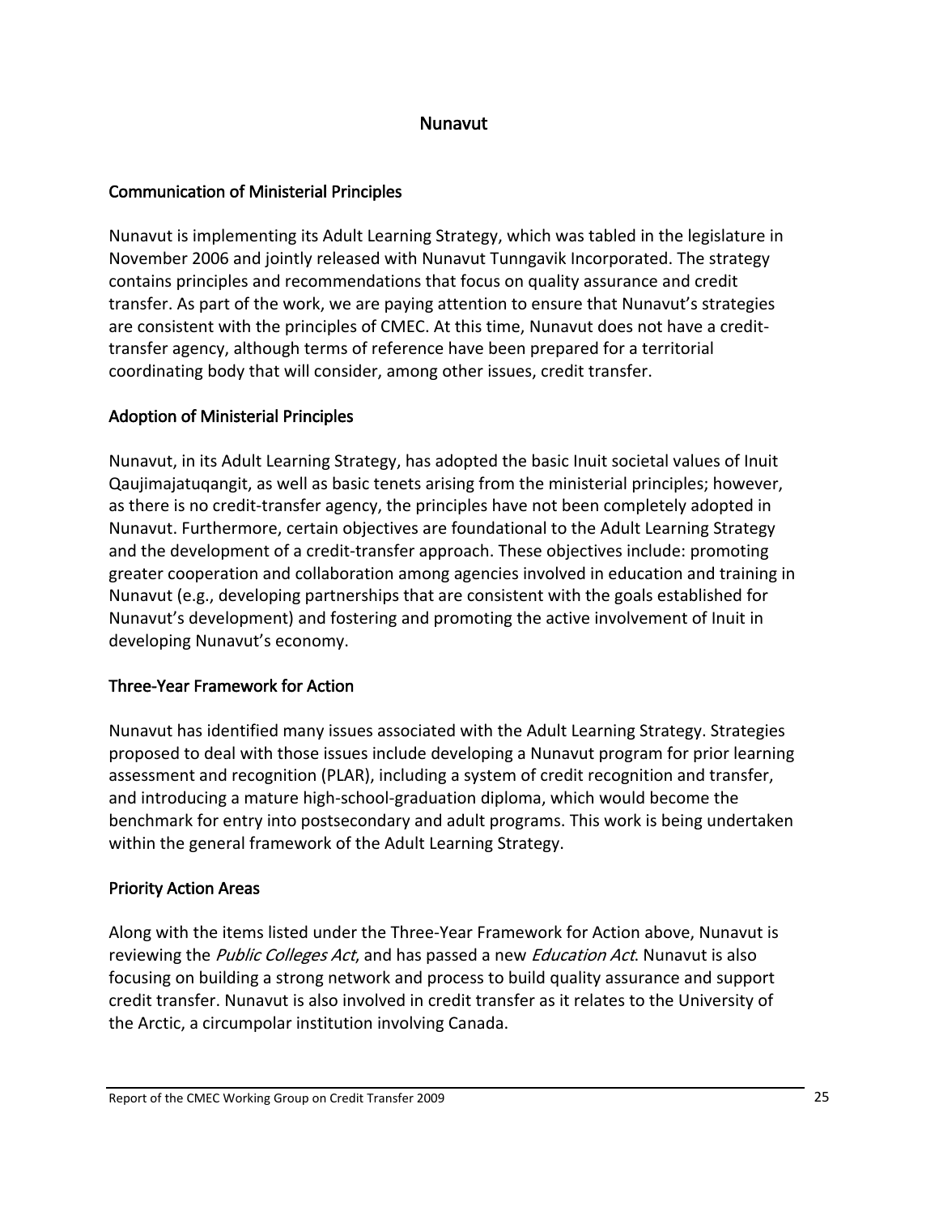# Nunavut

## Communication of Ministerial Principles

Nunavut is implementing its Adult Learning Strategy, which was tabled in the legislature in November 2006 and jointly released with Nunavut Tunngavik Incorporated. The strategy contains principles and recommendations that focus on quality assurance and credit transfer. As part of the work, we are paying attention to ensure that Nunavut's strategies are consistent with the principles of CMEC. At this time, Nunavut does not have a credit-transfer agency, although terms of reference have been prepared for a territorial coordinating body that will consider, among other issues, credit transfer.

## Adoption of Ministerial Principles

Nunavut, in its Adult Learning Strategy, has adopted the basic Inuit societal values of Inuit Qaujimajatuqangit, as well as basic tenets arising from the ministerial principles; however, as there is no credit-transfer agency, the principles have not been completely adopted in Nunavut. Furthermore, certain objectives are foundational to the Adult Learning Strategy and the development of a credit-transfer approach. These objectives include: promoting greater cooperation and collaboration among agencies involved in education and training in Nunavut (e.g., developing partnerships that are consistent with the goals established for Nunavut's development) and fostering and promoting the active involvement of Inuit in developing Nunavut's economy.

## Three-Year Framework for Action

Nunavut has identified many issues associated with the Adult Learning Strategy. Strategies proposed to deal with those issues include developing a Nunavut program for prior learning assessment and recognition (PLAR), including a system of credit recognition and transfer, and introducing a mature high-school-graduation diploma, which would become the benchmark for entry into postsecondary and adult programs. This work is being undertaken within the general framework of the Adult Learning Strategy.

## Priority Action Areas

Along with the items listed under the Three-Year Framework for Action above, Nunavut is reviewing the *Public Colleges Act*, and has passed a new *Education Act*. Nunavut is also focusing on building a strong network and process to build quality assurance and support credit transfer. Nunavut is also involved in credit transfer as it relates to the University of the Arctic, a circumpolar institution involving Canada.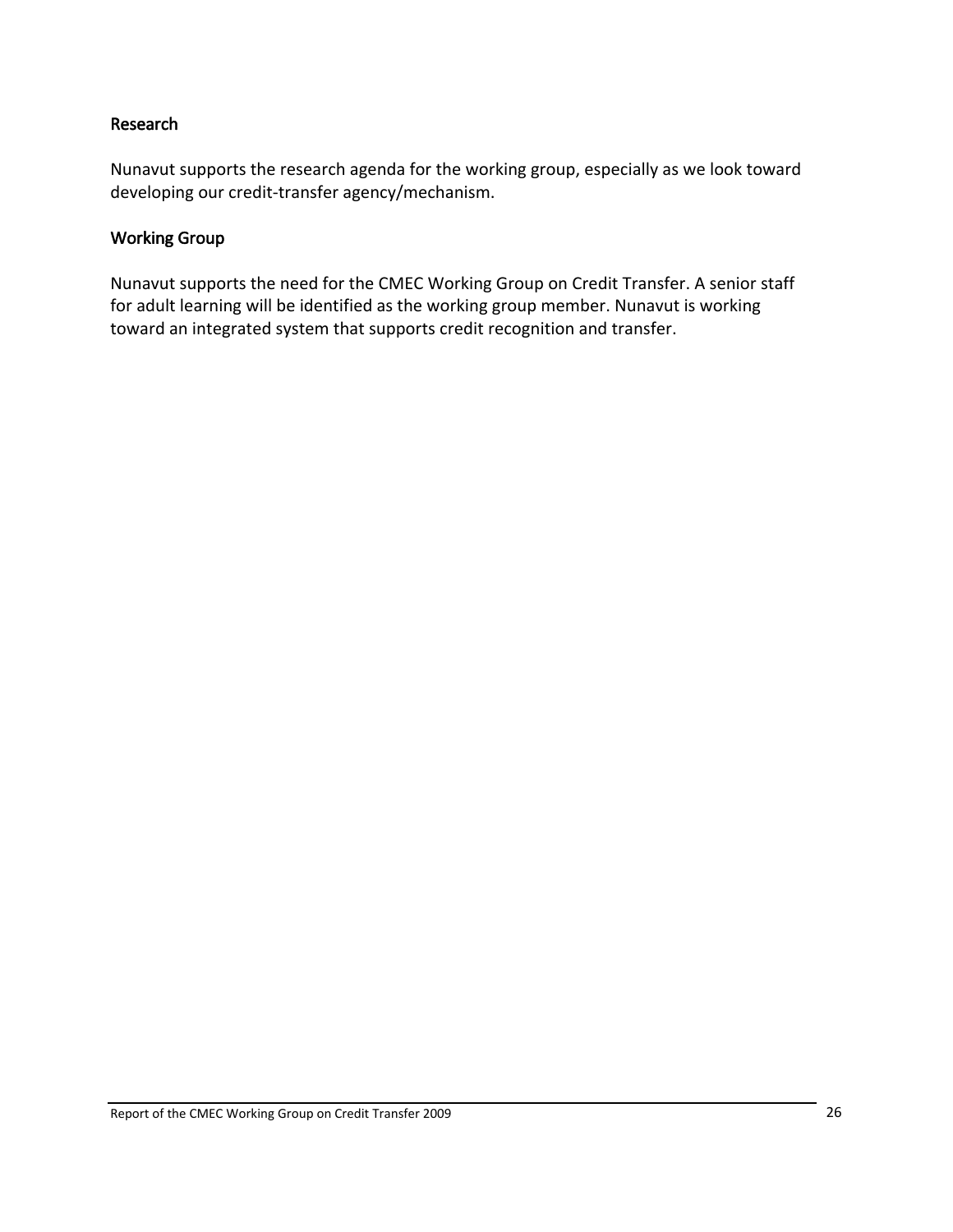### Research

Nunavut supports the research agenda for the working group, especially as we look toward developing our credit-transfer agency/mechanism.

### Working Group

Nunavut supports the need for the CMEC Working Group on Credit Transfer. A senior staff for adult learning will be identified as the working group member. Nunavut is working toward an integrated system that supports credit recognition and transfer.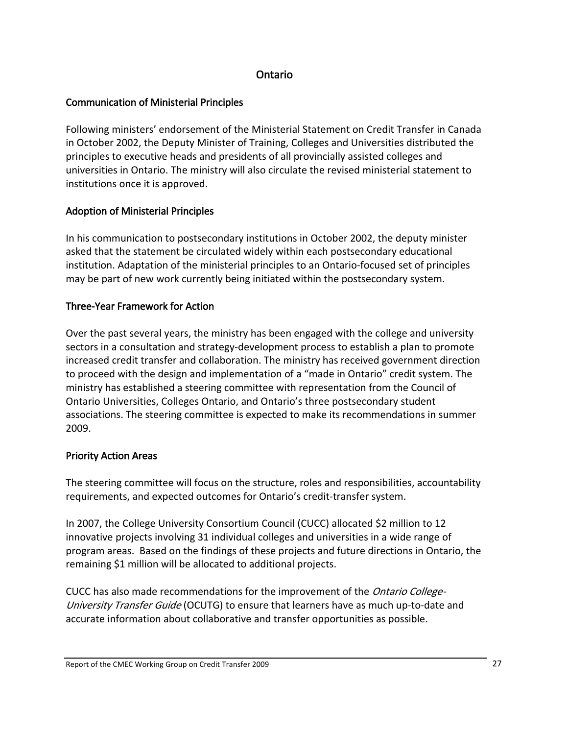# Ontario

## Communication of Ministerial Principles

Following ministers' endorsement of the Ministerial Statement on Credit Transfer in Canada in October 2002, the Deputy Minister of Training, Colleges and Universities distributed the principles to executive heads and presidents of all provincially assisted colleges and universities in Ontario. The ministry will also circulate the revised ministerial statement to institutions once it is approved.

## Adoption of Ministerial Principles

In his communication to postsecondary institutions in October 2002, the deputy minister asked that the statement be circulated widely within each postsecondary educational institution. Adaptation of the ministerial principles to an Ontario-focused set of principles may be part of new work currently being initiated within the postsecondary system.

## Three-Year Framework for Action

Over the past several years, the ministry has been engaged with the college and university sectors in a consultation and strategy-development process to establish a plan to promote increased credit transfer and collaboration. The ministry has received government direction to proceed with the design and implementation of a "made in Ontario" credit system. The ministry has established a steering committee with representation from the Council of Ontario Universities, Colleges Ontario, and Ontario's three postsecondary student associations. The steering committee is expected to make its recommendations in summer 2009.

## Priority Action Areas

The steering committee will focus on the structure, roles and responsibilities, accountability requirements, and expected outcomes for Ontario's credit-transfer system.

In 2007, the College University Consortium Council (CUCC) allocated $2 million to 12 innovative projects involving 31 individual colleges and universities in a wide range of program areas. Based on the findings of these projects and future directions in Ontario, the remaining $1 million will be allocated to additional projects.

CUCC has also made recommendations for the improvement of the *Ontario College-University Transfer Guide* (OCUTG) to ensure that learners have as much up-to-date and accurate information about collaborative and transfer opportunities as possible.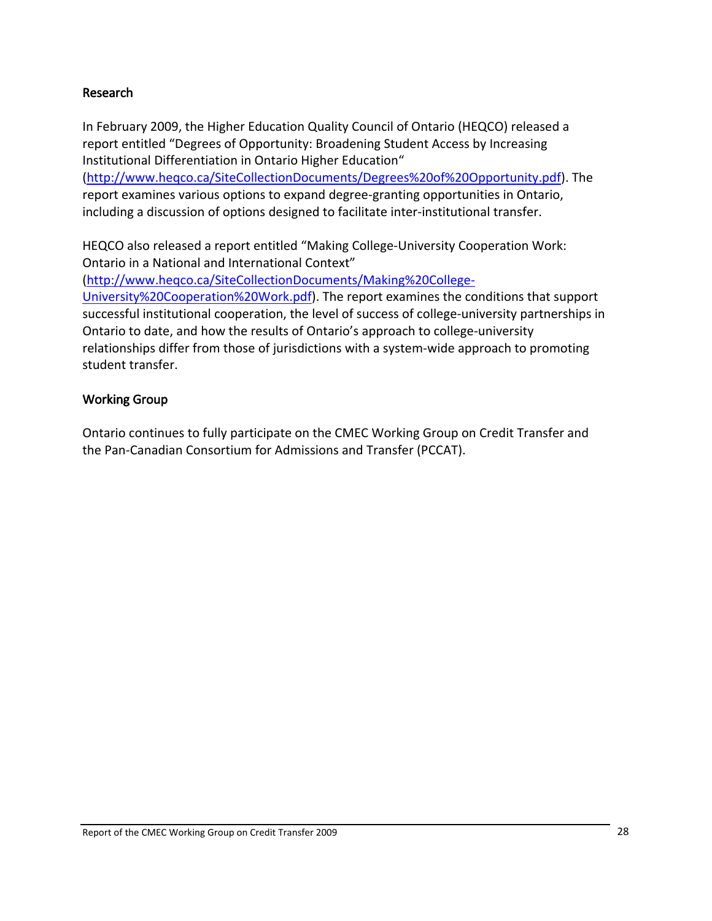### Research

In February 2009, the Higher Education Quality Council of Ontario (HEQCO) released a report entitled "Degrees of Opportunity: Broadening Student Access by Increasing Institutional Differentiation in Ontario Higher Education" (http://www.heqco.ca/SiteCollectionDocuments/Degrees%20of%20Opportunity.pdf). The report examines various options to expand degree-granting opportunities in Ontario, including a discussion of options designed to facilitate inter-institutional transfer.

HEQCO also released a report entitled "Making College-University Cooperation Work: Ontario in a National and International Context" (http://www.heqco.ca/SiteCollectionDocuments/Making%20College-University%20Cooperation%20Work.pdf). The report examines the conditions that support successful institutional cooperation, the level of success of college-university partnerships in Ontario to date, and how the results of Ontario's approach to college-university relationships differ from those of jurisdictions with a system-wide approach to promoting student transfer.

### Working Group

Ontario continues to fully participate on the CMEC Working Group on Credit Transfer and the Pan-Canadian Consortium for Admissions and Transfer (PCCAT).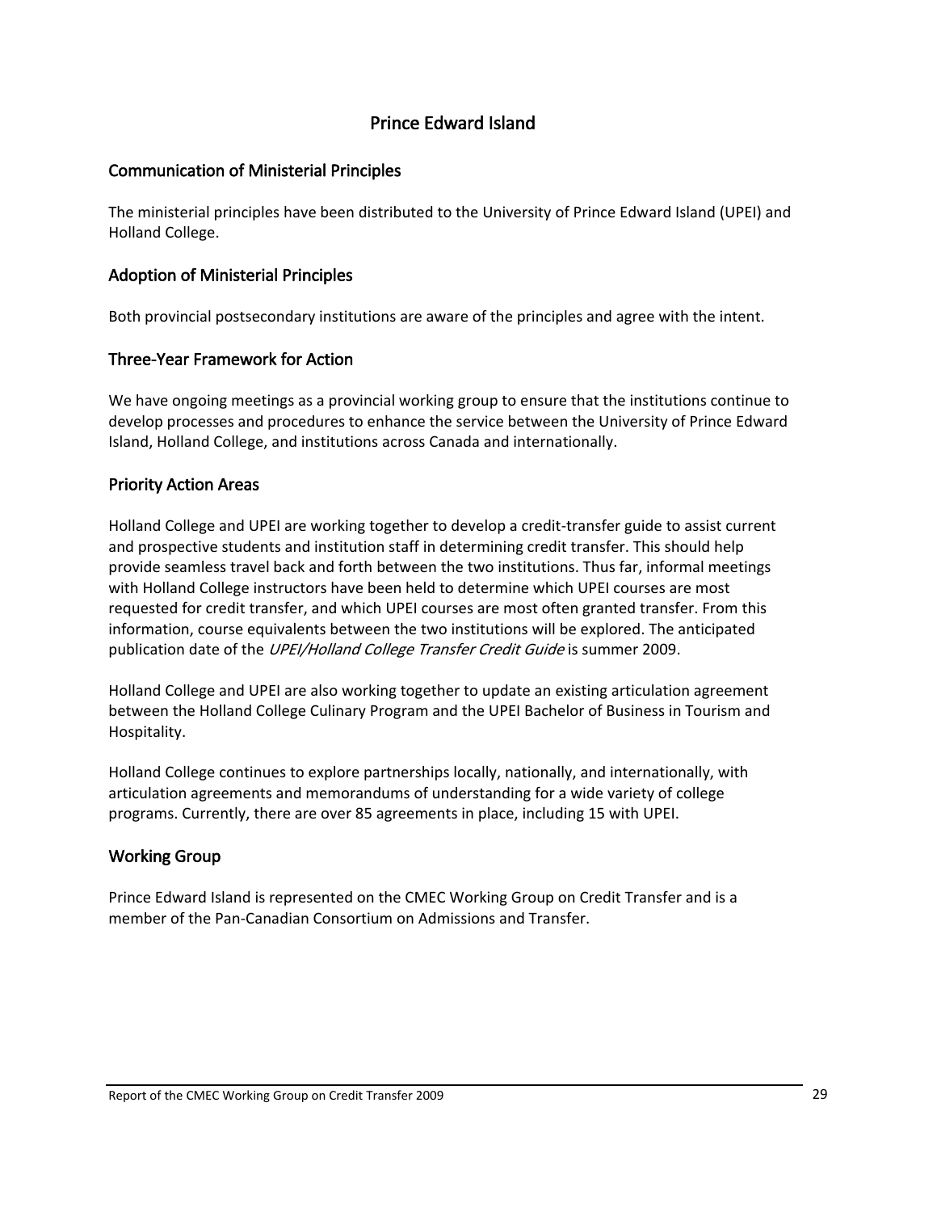# Prince Edward Island

## Communication of Ministerial Principles

The ministerial principles have been distributed to the University of Prince Edward Island (UPEI) and Holland College.

## Adoption of Ministerial Principles

Both provincial postsecondary institutions are aware of the principles and agree with the intent.

## Three-Year Framework for Action

We have ongoing meetings as a provincial working group to ensure that the institutions continue to develop processes and procedures to enhance the service between the University of Prince Edward Island, Holland College, and institutions across Canada and internationally.

## Priority Action Areas

Holland College and UPEI are working together to develop a credit-transfer guide to assist current and prospective students and institution staff in determining credit transfer. This should help provide seamless travel back and forth between the two institutions. Thus far, informal meetings with Holland College instructors have been held to determine which UPEI courses are most requested for credit transfer, and which UPEI courses are most often granted transfer. From this information, course equivalents between the two institutions will be explored. The anticipated publication date of the *UPEI/Holland College Transfer Credit Guide* is summer 2009.

Holland College and UPEI are also working together to update an existing articulation agreement between the Holland College Culinary Program and the UPEI Bachelor of Business in Tourism and Hospitality.

Holland College continues to explore partnerships locally, nationally, and internationally, with articulation agreements and memorandums of understanding for a wide variety of college programs. Currently, there are over 85 agreements in place, including 15 with UPEI.

## Working Group

Prince Edward Island is represented on the CMEC Working Group on Credit Transfer and is a member of the Pan-Canadian Consortium on Admissions and Transfer.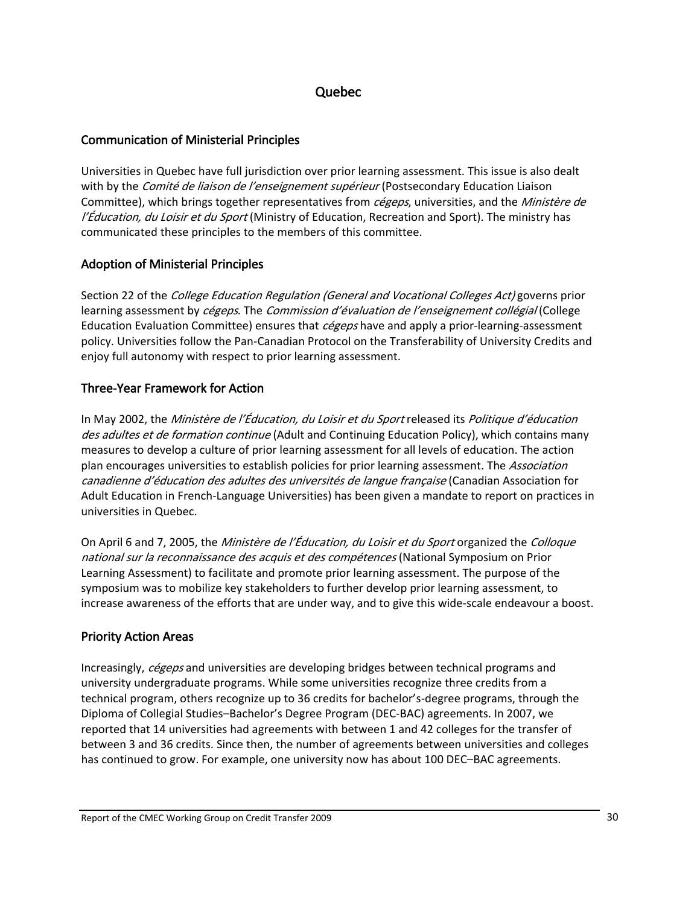# Quebec

## Communication of Ministerial Principles

Universities in Quebec have full jurisdiction over prior learning assessment. This issue is also dealt with by the *Comité de liaison de l'enseignement supérieur* (Postsecondary Education Liaison Committee), which brings together representatives from *cégeps*, universities, and the *Ministère de l'Éducation, du Loisir et du Sport* (Ministry of Education, Recreation and Sport). The ministry has communicated these principles to the members of this committee.

## Adoption of Ministerial Principles

Section 22 of the *College Education Regulation (General and Vocational Colleges Act)* governs prior learning assessment by *cégeps*. The *Commission d'évaluation de l'enseignement collégial* (College Education Evaluation Committee) ensures that *cégeps* have and apply a prior-learning-assessment policy. Universities follow the Pan-Canadian Protocol on the Transferability of University Credits and enjoy full autonomy with respect to prior learning assessment.

## Three-Year Framework for Action

In May 2002, the *Ministère de l'Éducation, du Loisir et du Sport* released its *Politique d'éducation des adultes et de formation continue* (Adult and Continuing Education Policy), which contains many measures to develop a culture of prior learning assessment for all levels of education. The action plan encourages universities to establish policies for prior learning assessment. The *Association canadienne d'éducation des adultes des universités de langue française* (Canadian Association for Adult Education in French-Language Universities) has been given a mandate to report on practices in universities in Quebec.

On April 6 and 7, 2005, the *Ministère de l'Éducation, du Loisir et du Sport* organized the *Colloque national sur la reconnaissance des acquis et des compétences* (National Symposium on Prior Learning Assessment) to facilitate and promote prior learning assessment. The purpose of the symposium was to mobilize key stakeholders to further develop prior learning assessment, to increase awareness of the efforts that are under way, and to give this wide-scale endeavour a boost.

## Priority Action Areas

Increasingly, *cégeps* and universities are developing bridges between technical programs and university undergraduate programs. While some universities recognize three credits from a technical program, others recognize up to 36 credits for bachelor's-degree programs, through the Diploma of Collegial Studies–Bachelor's Degree Program (DEC-BAC) agreements. In 2007, we reported that 14 universities had agreements with between 1 and 42 colleges for the transfer of between 3 and 36 credits. Since then, the number of agreements between universities and colleges has continued to grow. For example, one university now has about 100 DEC–BAC agreements.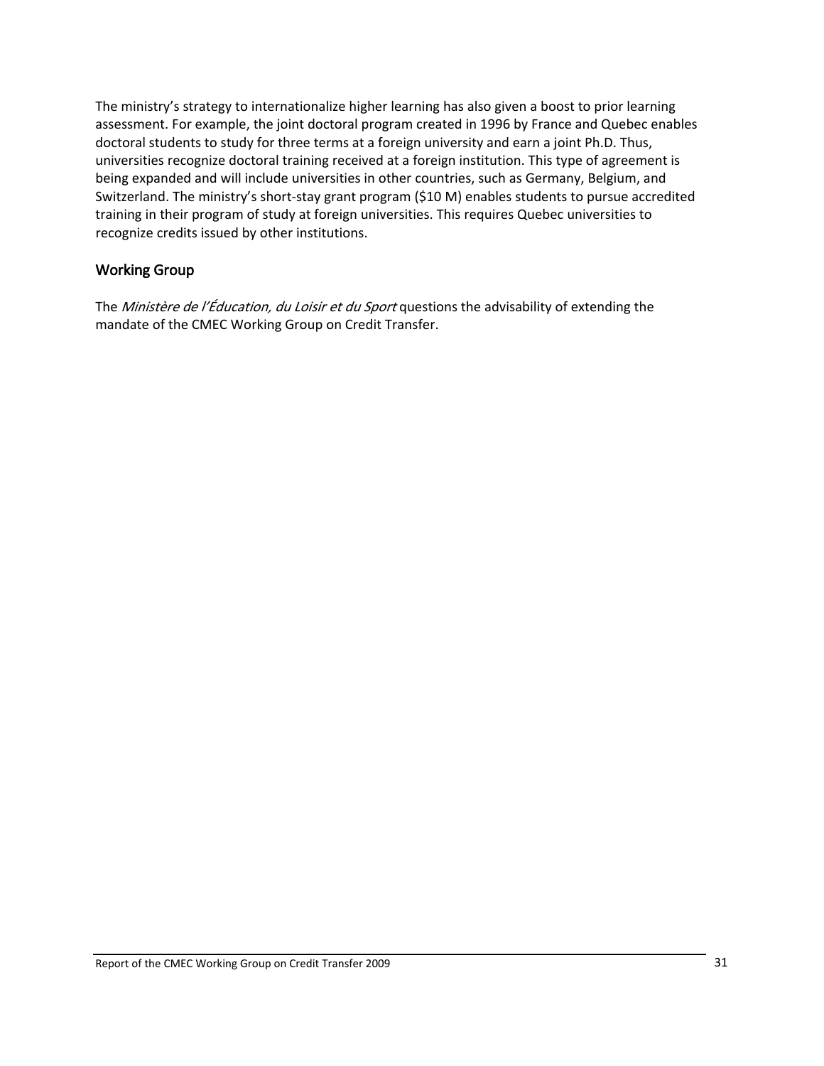The ministry's strategy to internationalize higher learning has also given a boost to prior learning assessment. For example, the joint doctoral program created in 1996 by France and Quebec enables doctoral students to study for three terms at a foreign university and earn a joint Ph.D. Thus, universities recognize doctoral training received at a foreign institution. This type of agreement is being expanded and will include universities in other countries, such as Germany, Belgium, and Switzerland. The ministry's short-stay grant program ($10 M) enables students to pursue accredited training in their program of study at foreign universities. This requires Quebec universities to recognize credits issued by other institutions.

## Working Group

The *Ministère de l'Éducation, du Loisir et du Sport* questions the advisability of extending the mandate of the CMEC Working Group on Credit Transfer.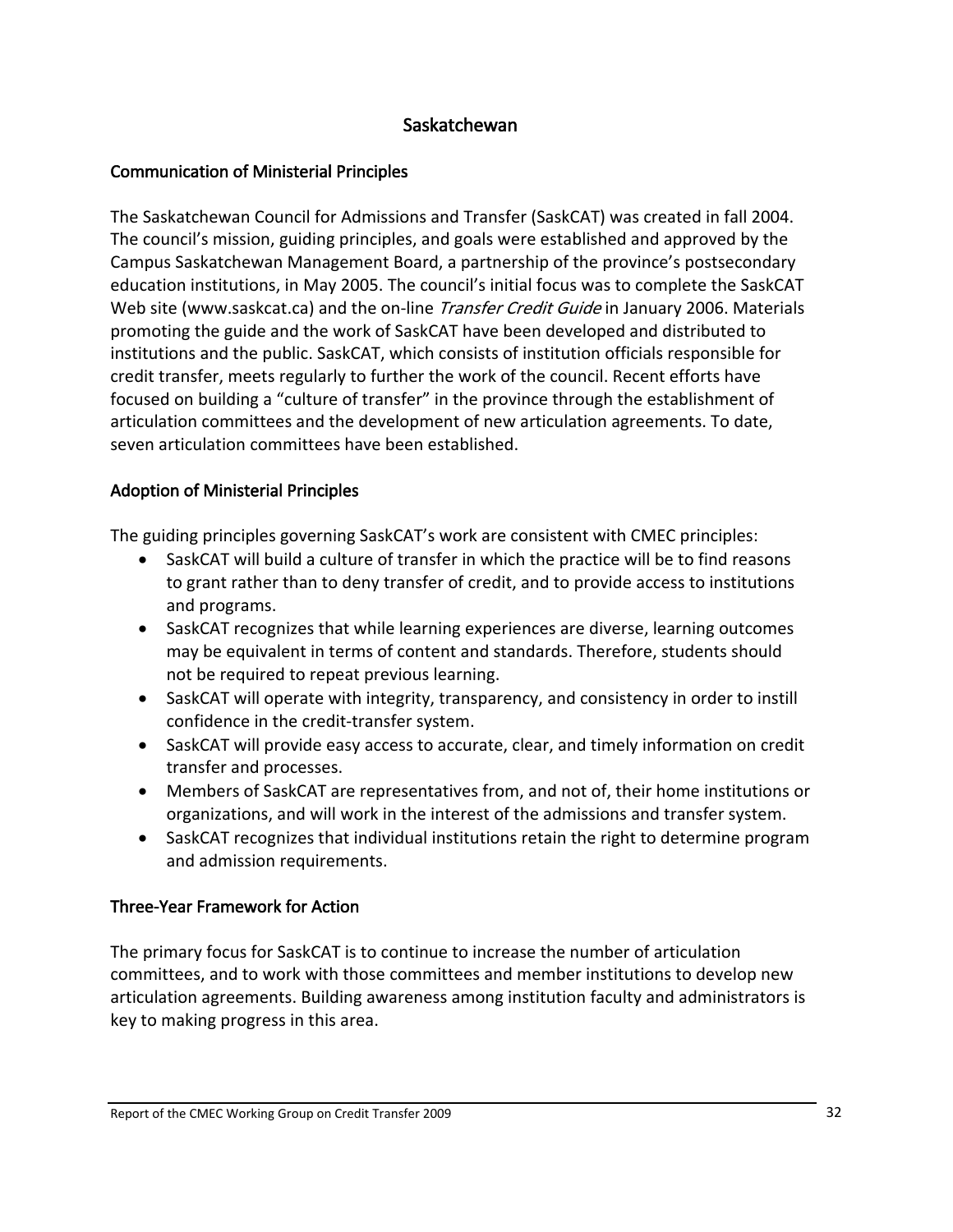## Saskatchewan

### Communication of Ministerial Principles

The Saskatchewan Council for Admissions and Transfer (SaskCAT) was created in fall 2004. The council's mission, guiding principles, and goals were established and approved by the Campus Saskatchewan Management Board, a partnership of the province's postsecondary education institutions, in May 2005. The council's initial focus was to complete the SaskCAT Web site (www.saskcat.ca) and the on-line *Transfer Credit Guide* in January 2006. Materials promoting the guide and the work of SaskCAT have been developed and distributed to institutions and the public. SaskCAT, which consists of institution officials responsible for credit transfer, meets regularly to further the work of the council. Recent efforts have focused on building a "culture of transfer" in the province through the establishment of articulation committees and the development of new articulation agreements. To date, seven articulation committees have been established.

### Adoption of Ministerial Principles

The guiding principles governing SaskCAT's work are consistent with CMEC principles:

- SaskCAT will build a culture of transfer in which the practice will be to find reasons to grant rather than to deny transfer of credit, and to provide access to institutions and programs.
- SaskCAT recognizes that while learning experiences are diverse, learning outcomes may be equivalent in terms of content and standards. Therefore, students should not be required to repeat previous learning.
- SaskCAT will operate with integrity, transparency, and consistency in order to instill confidence in the credit-transfer system.
- SaskCAT will provide easy access to accurate, clear, and timely information on credit transfer and processes.
- Members of SaskCAT are representatives from, and not of, their home institutions or organizations, and will work in the interest of the admissions and transfer system.
- SaskCAT recognizes that individual institutions retain the right to determine program and admission requirements.

### Three-Year Framework for Action

The primary focus for SaskCAT is to continue to increase the number of articulation committees, and to work with those committees and member institutions to develop new articulation agreements. Building awareness among institution faculty and administrators is key to making progress in this area.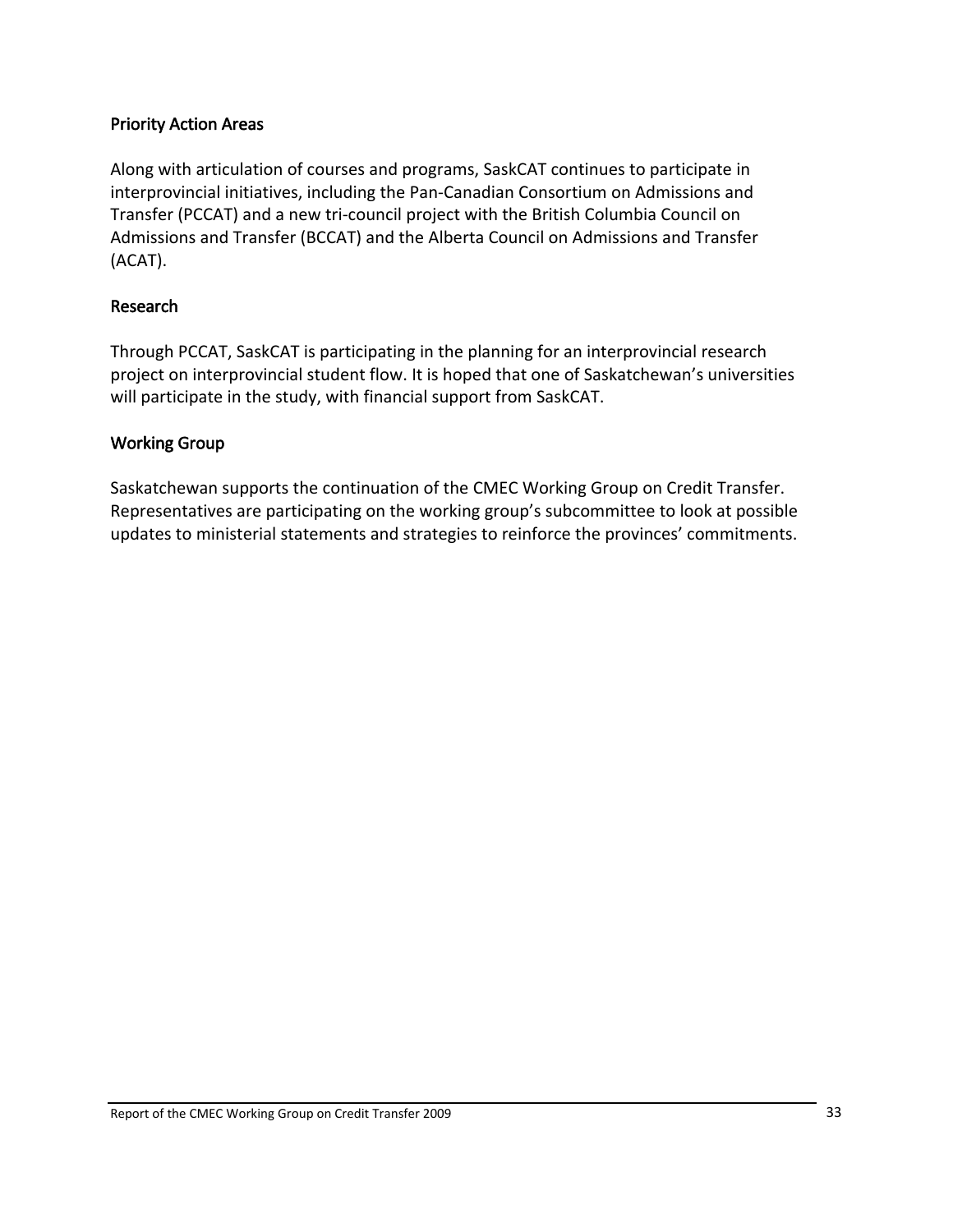### Priority Action Areas

Along with articulation of courses and programs, SaskCAT continues to participate in interprovincial initiatives, including the Pan-Canadian Consortium on Admissions and Transfer (PCCAT) and a new tri-council project with the British Columbia Council on Admissions and Transfer (BCCAT) and the Alberta Council on Admissions and Transfer (ACAT).

### Research

Through PCCAT, SaskCAT is participating in the planning for an interprovincial research project on interprovincial student flow. It is hoped that one of Saskatchewan's universities will participate in the study, with financial support from SaskCAT.

### Working Group

Saskatchewan supports the continuation of the CMEC Working Group on Credit Transfer. Representatives are participating on the working group's subcommittee to look at possible updates to ministerial statements and strategies to reinforce the provinces' commitments.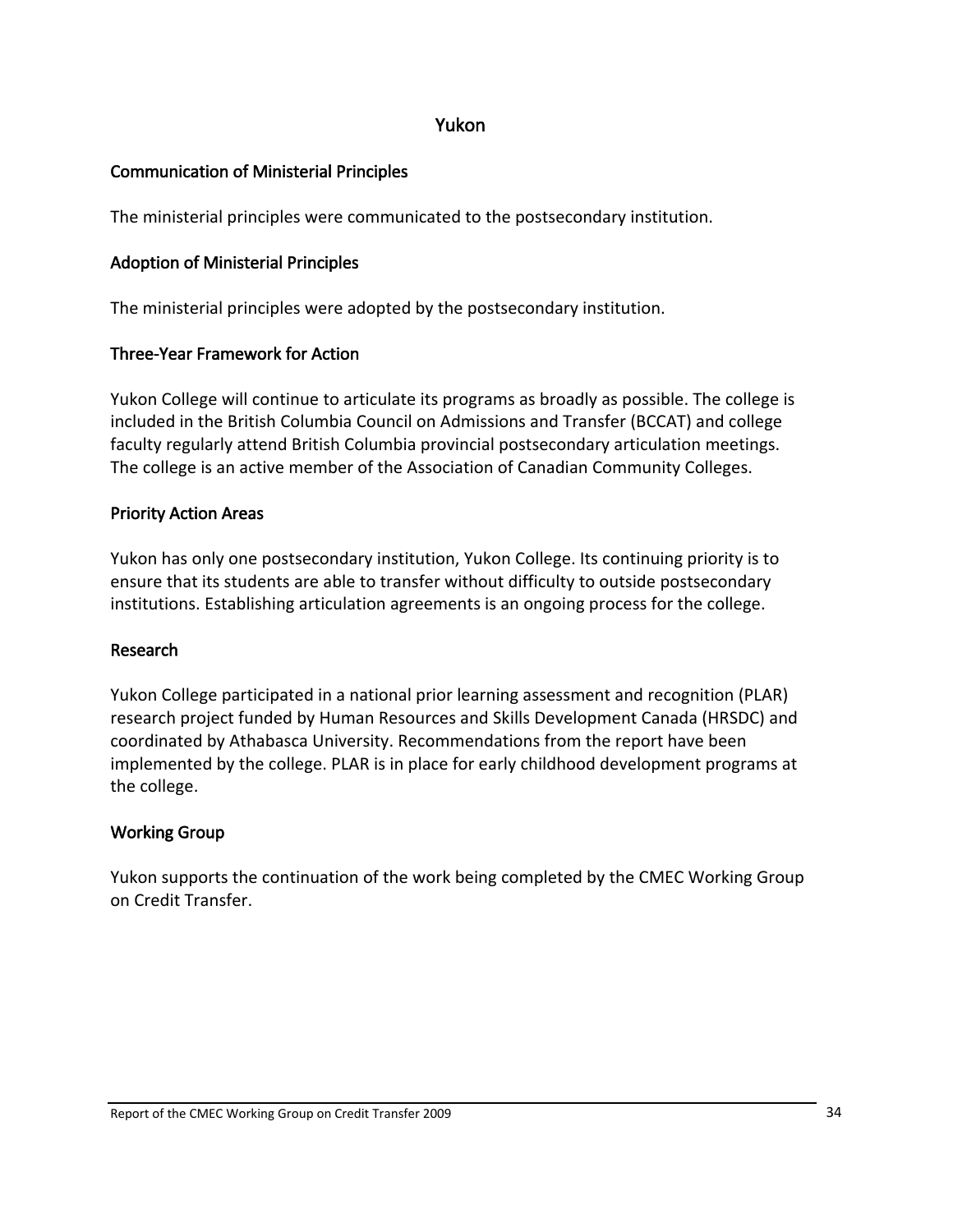# Yukon

## Communication of Ministerial Principles

The ministerial principles were communicated to the postsecondary institution.

## Adoption of Ministerial Principles

The ministerial principles were adopted by the postsecondary institution.

## Three-Year Framework for Action

Yukon College will continue to articulate its programs as broadly as possible. The college is included in the British Columbia Council on Admissions and Transfer (BCCAT) and college faculty regularly attend British Columbia provincial postsecondary articulation meetings. The college is an active member of the Association of Canadian Community Colleges.

## Priority Action Areas

Yukon has only one postsecondary institution, Yukon College. Its continuing priority is to ensure that its students are able to transfer without difficulty to outside postsecondary institutions. Establishing articulation agreements is an ongoing process for the college.

## Research

Yukon College participated in a national prior learning assessment and recognition (PLAR) research project funded by Human Resources and Skills Development Canada (HRSDC) and coordinated by Athabasca University. Recommendations from the report have been implemented by the college. PLAR is in place for early childhood development programs at the college.

## Working Group

Yukon supports the continuation of the work being completed by the CMEC Working Group on Credit Transfer.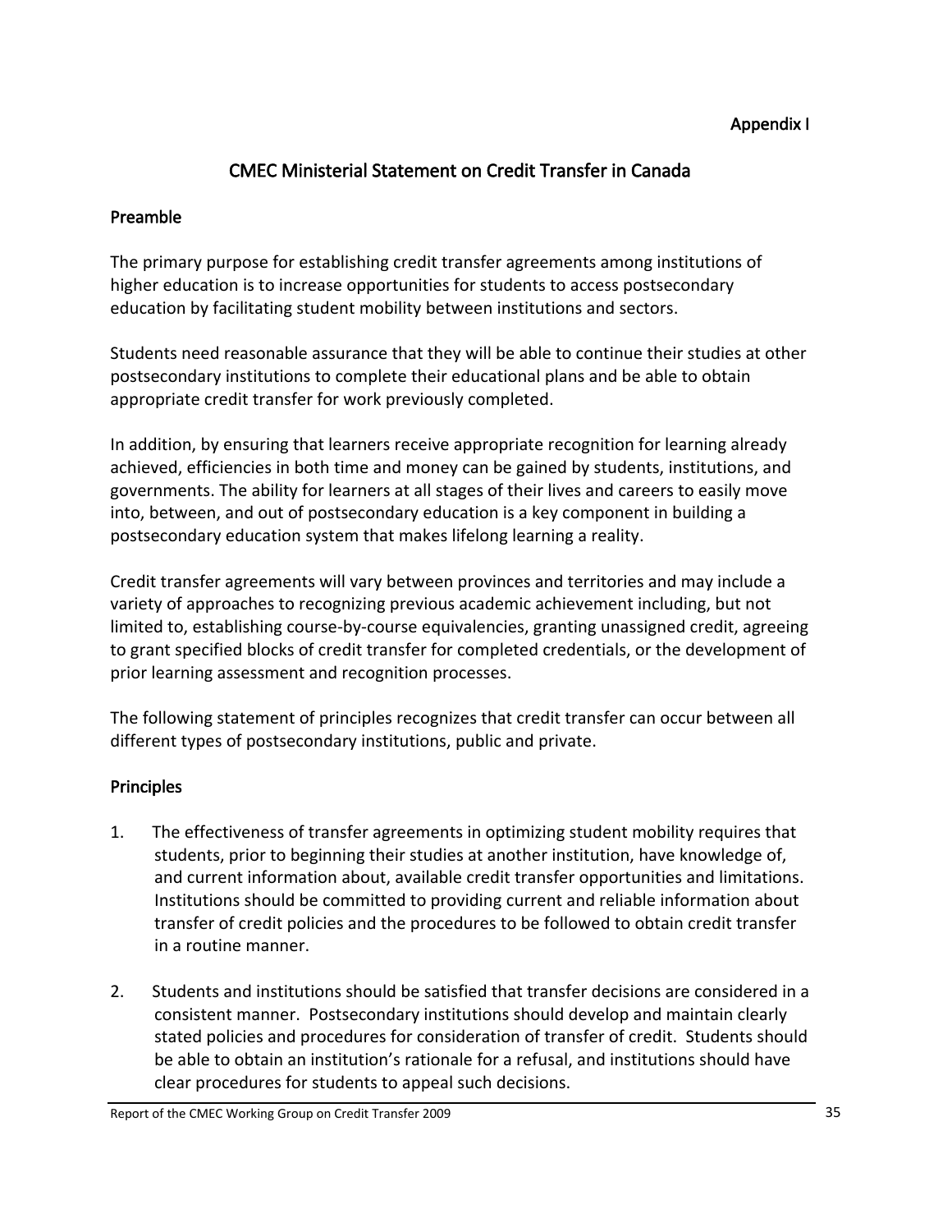Appendix I

# CMEC Ministerial Statement on Credit Transfer in Canada

## Preamble

The primary purpose for establishing credit transfer agreements among institutions of higher education is to increase opportunities for students to access postsecondary education by facilitating student mobility between institutions and sectors.

Students need reasonable assurance that they will be able to continue their studies at other postsecondary institutions to complete their educational plans and be able to obtain appropriate credit transfer for work previously completed.

In addition, by ensuring that learners receive appropriate recognition for learning already achieved, efficiencies in both time and money can be gained by students, institutions, and governments. The ability for learners at all stages of their lives and careers to easily move into, between, and out of postsecondary education is a key component in building a postsecondary education system that makes lifelong learning a reality.

Credit transfer agreements will vary between provinces and territories and may include a variety of approaches to recognizing previous academic achievement including, but not limited to, establishing course-by-course equivalencies, granting unassigned credit, agreeing to grant specified blocks of credit transfer for completed credentials, or the development of prior learning assessment and recognition processes.

The following statement of principles recognizes that credit transfer can occur between all different types of postsecondary institutions, public and private.

## Principles

1. The effectiveness of transfer agreements in optimizing student mobility requires that students, prior to beginning their studies at another institution, have knowledge of, and current information about, available credit transfer opportunities and limitations. Institutions should be committed to providing current and reliable information about transfer of credit policies and the procedures to be followed to obtain credit transfer in a routine manner.

2. Students and institutions should be satisfied that transfer decisions are considered in a consistent manner. Postsecondary institutions should develop and maintain clearly stated policies and procedures for consideration of transfer of credit. Students should be able to obtain an institution's rationale for a refusal, and institutions should have clear procedures for students to appeal such decisions.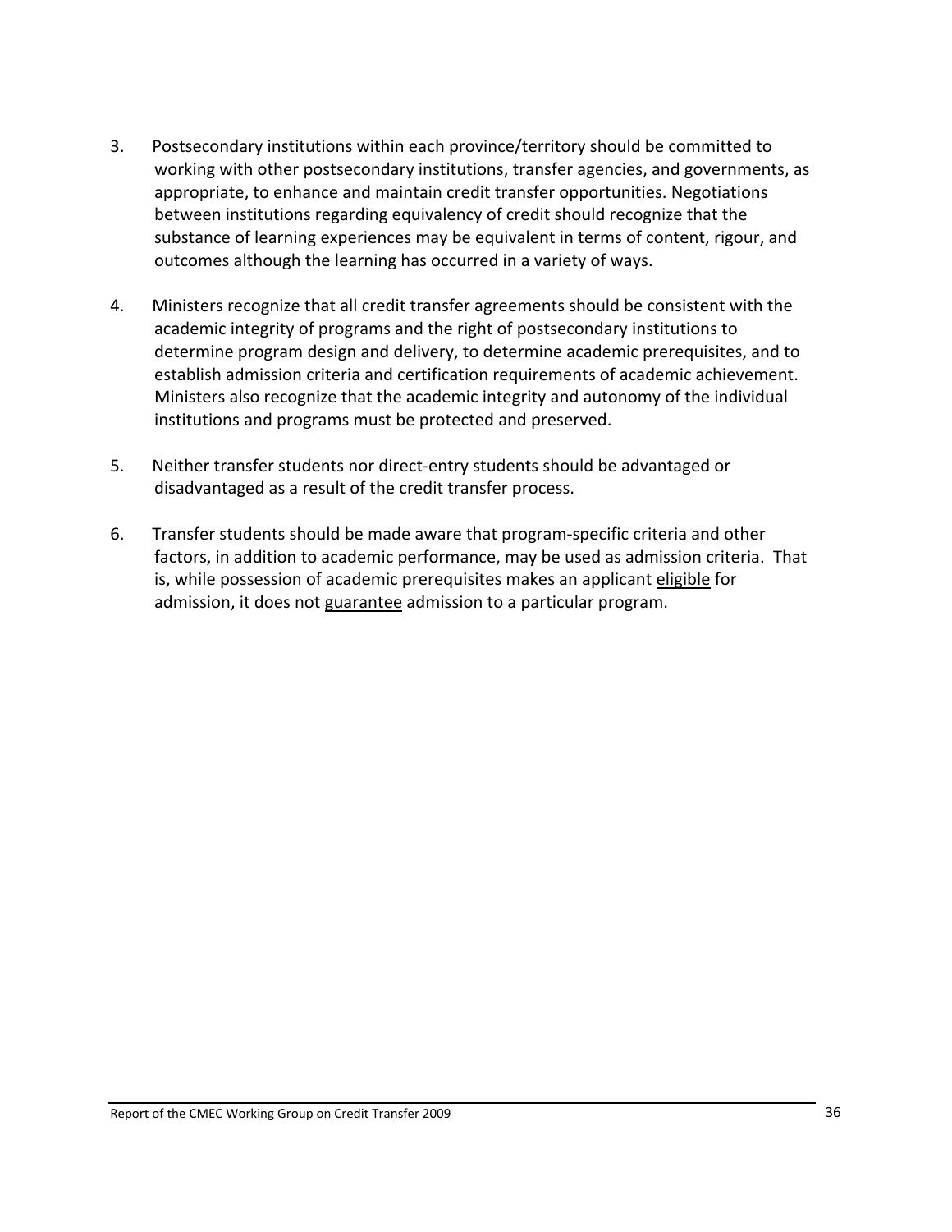3. Postsecondary institutions within each province/territory should be committed to working with other postsecondary institutions, transfer agencies, and governments, as appropriate, to enhance and maintain credit transfer opportunities. Negotiations between institutions regarding equivalency of credit should recognize that the substance of learning experiences may be equivalent in terms of content, rigour, and outcomes although the learning has occurred in a variety of ways.

4. Ministers recognize that all credit transfer agreements should be consistent with the academic integrity of programs and the right of postsecondary institutions to determine program design and delivery, to determine academic prerequisites, and to establish admission criteria and certification requirements of academic achievement. Ministers also recognize that the academic integrity and autonomy of the individual institutions and programs must be protected and preserved.

5. Neither transfer students nor direct-entry students should be advantaged or disadvantaged as a result of the credit transfer process.

6. Transfer students should be made aware that program-specific criteria and other factors, in addition to academic performance, may be used as admission criteria. That is, while possession of academic prerequisites makes an applicant <u>eligible</u> for admission, it does not <u>guarantee</u> admission to a particular program.